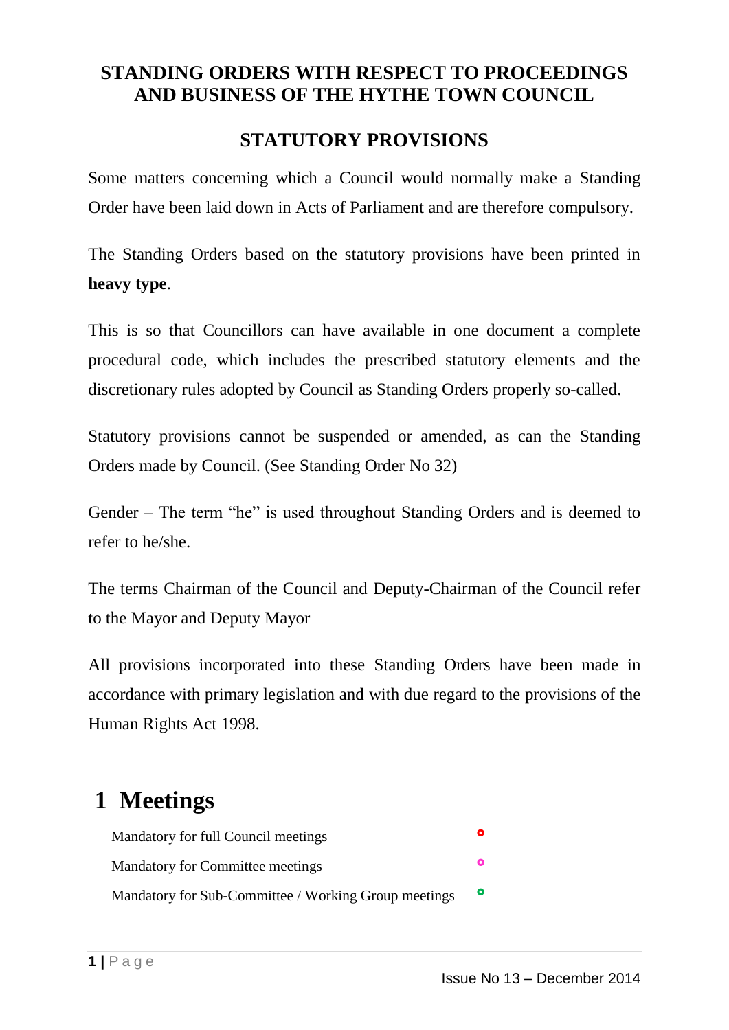## STANDING ORDERS WITH RESPECT TO PROCEEDINGS AND BUSINESS OF THE HYTHE TOWN COUNCIL

### STATUTORY PROVISIONS

Some matters concerning which a Council would normally make a Standing Order have been laid down in Acts of Parliament and are therefore compulsory.

The Standing Orders based on the statutory provisions have been printed in **heavy type**.

This is so that Councillors can have available in one document a complete procedural code, which includes the prescribed statutory elements and the discretionary rules adopted by Council as Standing Orders properly so-called.

Statutory provisions cannot be suspended or amended, as can the Standing Orders made by Council. (See Standing Order No 32)

Gender – The term "he" is used throughout Standing Orders and is deemed to refer to he/she.

The terms Chairman of the Council and Deputy-Chairman of the Council refer to the Mayor and Deputy Mayor

All provisions incorporated into these Standing Orders have been made in accordance with primary legislation and with due regard to the provisions of the Human Rights Act 1998.

# 1 Meetings

Mandatory for full Council meetings ○ (red)

Mandatory for Committee meetings ○ (pink)

Mandatory for Sub-Committee / Working Group meetings ○ (green)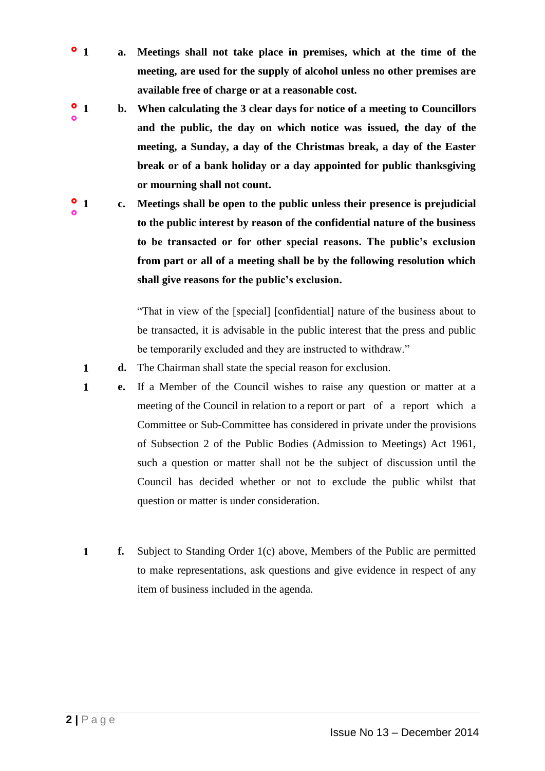1 a. **Meetings shall not take place in premises, which at the time of the meeting, are used for the supply of alcohol unless no other premises are available free of charge or at a reasonable cost.**

1 b. **When calculating the 3 clear days for notice of a meeting to Councillors and the public, the day on which notice was issued, the day of the meeting, a Sunday, a day of the Christmas break, a day of the Easter break or of a bank holiday or a day appointed for public thanksgiving or mourning shall not count.**

1 c. **Meetings shall be open to the public unless their presence is prejudicial to the public interest by reason of the confidential nature of the business to be transacted or for other special reasons. The public's exclusion from part or all of a meeting shall be by the following resolution which shall give reasons for the public's exclusion.**

"That in view of the [special] [confidential] nature of the business about to be transacted, it is advisable in the public interest that the press and public be temporarily excluded and they are instructed to withdraw."

1 d. The Chairman shall state the special reason for exclusion.

1 e. If a Member of the Council wishes to raise any question or matter at a meeting of the Council in relation to a report or part of a report which a Committee or Sub-Committee has considered in private under the provisions of Subsection 2 of the Public Bodies (Admission to Meetings) Act 1961, such a question or matter shall not be the subject of discussion until the Council has decided whether or not to exclude the public whilst that question or matter is under consideration.

1 f. Subject to Standing Order 1(c) above, Members of the Public are permitted to make representations, ask questions and give evidence in respect of any item of business included in the agenda.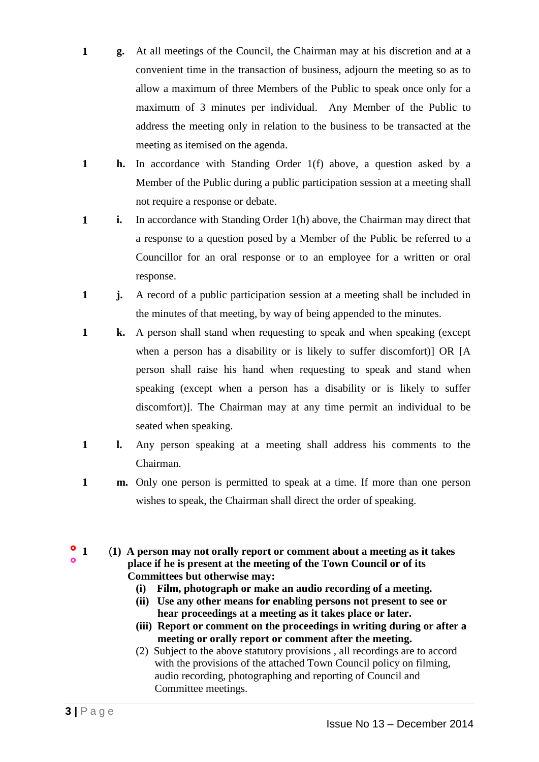1 **g.** At all meetings of the Council, the Chairman may at his discretion and at a convenient time in the transaction of business, adjourn the meeting so as to allow a maximum of three Members of the Public to speak once only for a maximum of 3 minutes per individual. Any Member of the Public to address the meeting only in relation to the business to be transacted at the meeting as itemised on the agenda.

1 **h.** In accordance with Standing Order 1(f) above, a question asked by a Member of the Public during a public participation session at a meeting shall not require a response or debate.

1 **i.** In accordance with Standing Order 1(h) above, the Chairman may direct that a response to a question posed by a Member of the Public be referred to a Councillor for an oral response or to an employee for a written or oral response.

1 **j.** A record of a public participation session at a meeting shall be included in the minutes of that meeting, by way of being appended to the minutes.

1 **k.** A person shall stand when requesting to speak and when speaking (except when a person has a disability or is likely to suffer discomfort)] OR [A person shall raise his hand when requesting to speak and stand when speaking (except when a person has a disability or is likely to suffer discomfort)]. The Chairman may at any time permit an individual to be seated when speaking.

1 **l.** Any person speaking at a meeting shall address his comments to the Chairman.

1 **m.** Only one person is permitted to speak at a time. If more than one person wishes to speak, the Chairman shall direct the order of speaking.

1 **(1) A person may not orally report or comment about a meeting as it takes place if he is present at the meeting of the Town Council or of its Committees but otherwise may:**

- **(i) Film, photograph or make an audio recording of a meeting.**
- **(ii) Use any other means for enabling persons not present to see or hear proceedings at a meeting as it takes place or later.**
- **(iii) Report or comment on the proceedings in writing during or after a meeting or orally report or comment after the meeting.**

(2) Subject to the above statutory provisions , all recordings are to accord with the provisions of the attached Town Council policy on filming, audio recording, photographing and reporting of Council and Committee meetings.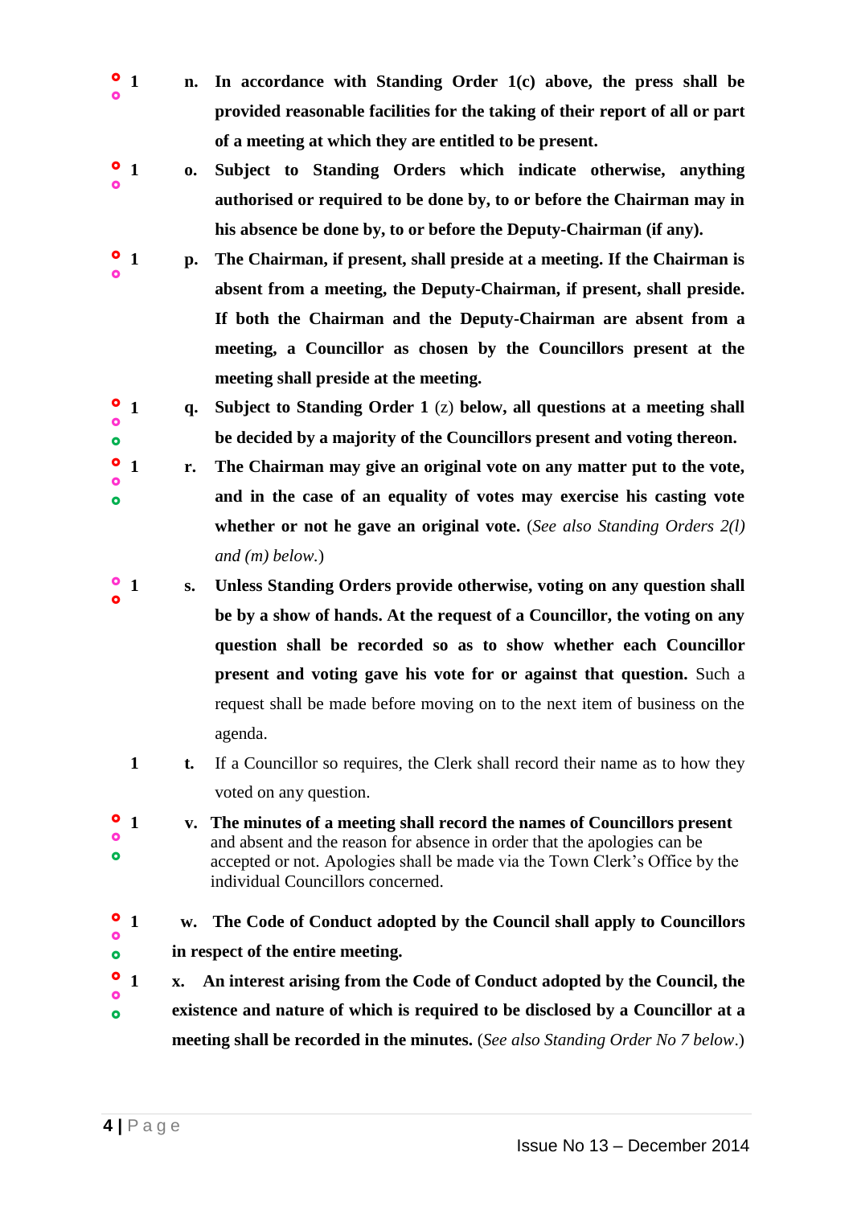1 **n. In accordance with Standing Order 1(c) above, the press shall be provided reasonable facilities for the taking of their report of all or part of a meeting at which they are entitled to be present.**

1 **o. Subject to Standing Orders which indicate otherwise, anything authorised or required to be done by, to or before the Chairman may in his absence be done by, to or before the Deputy-Chairman (if any).**

1 **p. The Chairman, if present, shall preside at a meeting. If the Chairman is absent from a meeting, the Deputy-Chairman, if present, shall preside. If both the Chairman and the Deputy-Chairman are absent from a meeting, a Councillor as chosen by the Councillors present at the meeting shall preside at the meeting.**

1 **q. Subject to Standing Order 1** (z) **below, all questions at a meeting shall be decided by a majority of the Councillors present and voting thereon.**

1 **r. The Chairman may give an original vote on any matter put to the vote, and in the case of an equality of votes may exercise his casting vote whether or not he gave an original vote.** (*See also Standing Orders 2(l) and (m) below.*)

1 **s. Unless Standing Orders provide otherwise, voting on any question shall be by a show of hands. At the request of a Councillor, the voting on any question shall be recorded so as to show whether each Councillor present and voting gave his vote for or against that question.** Such a request shall be made before moving on to the next item of business on the agenda.

1 **t.** If a Councillor so requires, the Clerk shall record their name as to how they voted on any question.

1 **v. The minutes of a meeting shall record the names of Councillors present** and absent and the reason for absence in order that the apologies can be accepted or not. Apologies shall be made via the Town Clerk's Office by the individual Councillors concerned.

1 **w. The Code of Conduct adopted by the Council shall apply to Councillors in respect of the entire meeting.**

1 **x. An interest arising from the Code of Conduct adopted by the Council, the existence and nature of which is required to be disclosed by a Councillor at a meeting shall be recorded in the minutes.** (*See also Standing Order No 7 below.*)

Issue No 13 – December 2014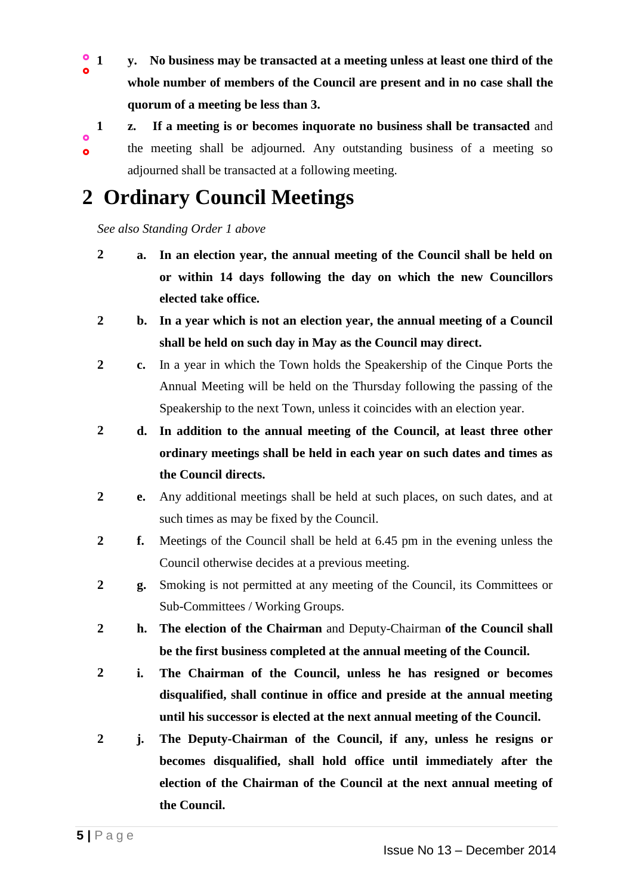1 y. **No business may be transacted at a meeting unless at least one third of the whole number of members of the Council are present and in no case shall the quorum of a meeting be less than 3.**

1 z. **If a meeting is or becomes inquorate no business shall be transacted** and the meeting shall be adjourned. Any outstanding business of a meeting so adjourned shall be transacted at a following meeting.

# 2 Ordinary Council Meetings

*See also Standing Order 1 above*

2 a. **In an election year, the annual meeting of the Council shall be held on or within 14 days following the day on which the new Councillors elected take office.**

2 b. **In a year which is not an election year, the annual meeting of a Council shall be held on such day in May as the Council may direct.**

2 c. In a year in which the Town holds the Speakership of the Cinque Ports the Annual Meeting will be held on the Thursday following the passing of the Speakership to the next Town, unless it coincides with an election year.

2 d. **In addition to the annual meeting of the Council, at least three other ordinary meetings shall be held in each year on such dates and times as the Council directs.**

2 e. Any additional meetings shall be held at such places, on such dates, and at such times as may be fixed by the Council.

2 f. Meetings of the Council shall be held at 6.45 pm in the evening unless the Council otherwise decides at a previous meeting.

2 g. Smoking is not permitted at any meeting of the Council, its Committees or Sub-Committees / Working Groups.

2 h. **The election of the Chairman** and Deputy-Chairman **of the Council shall be the first business completed at the annual meeting of the Council.**

2 i. **The Chairman of the Council, unless he has resigned or becomes disqualified, shall continue in office and preside at the annual meeting until his successor is elected at the next annual meeting of the Council.**

2 j. **The Deputy-Chairman of the Council, if any, unless he resigns or becomes disqualified, shall hold office until immediately after the election of the Chairman of the Council at the next annual meeting of the Council.**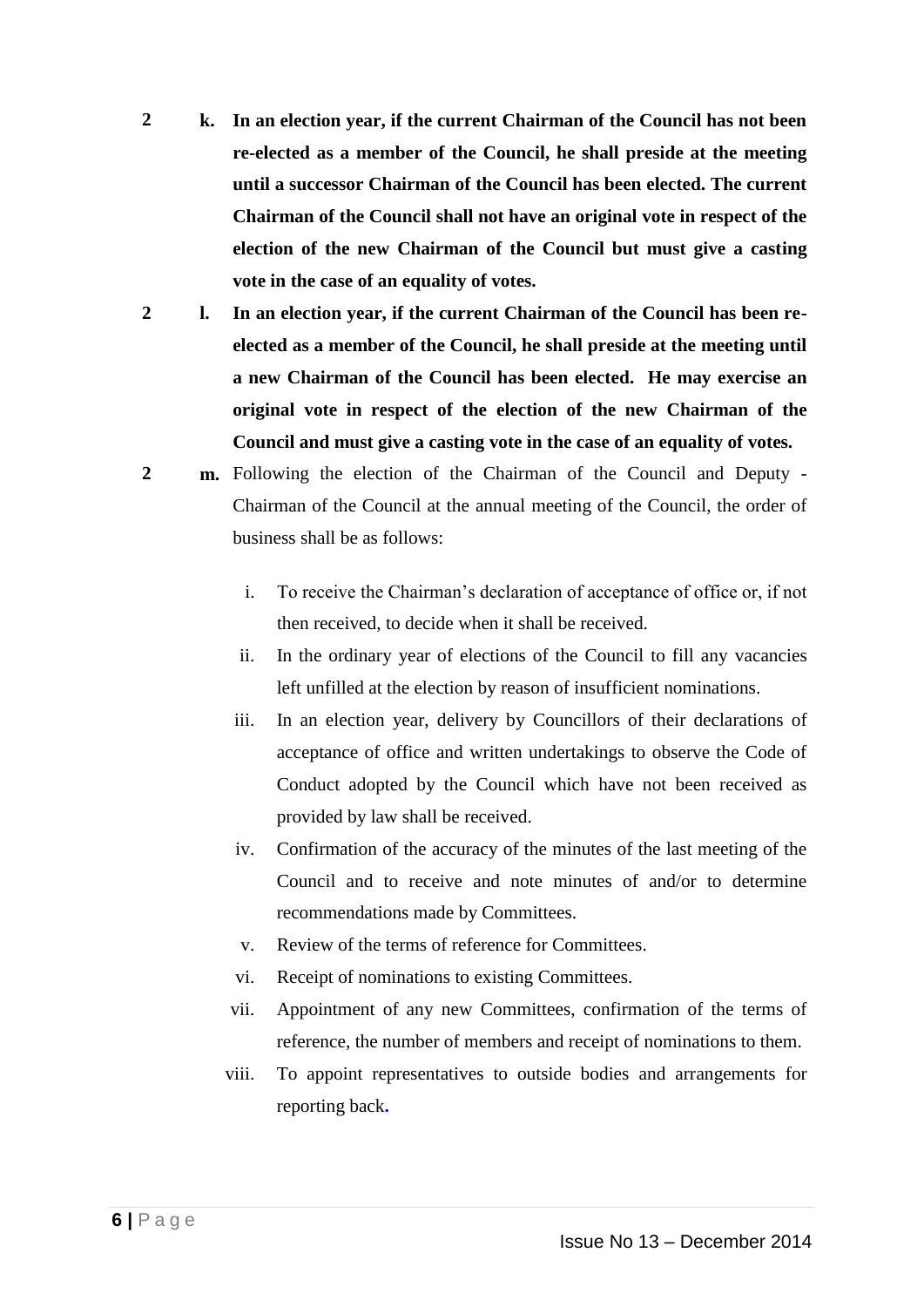2 **k. In an election year, if the current Chairman of the Council has not been re-elected as a member of the Council, he shall preside at the meeting until a successor Chairman of the Council has been elected. The current Chairman of the Council shall not have an original vote in respect of the election of the new Chairman of the Council but must give a casting vote in the case of an equality of votes.**

2 **l. In an election year, if the current Chairman of the Council has been re-elected as a member of the Council, he shall preside at the meeting until a new Chairman of the Council has been elected. He may exercise an original vote in respect of the election of the new Chairman of the Council and must give a casting vote in the case of an equality of votes.**

2 **m.** Following the election of the Chairman of the Council and Deputy - Chairman of the Council at the annual meeting of the Council, the order of business shall be as follows:

i. To receive the Chairman's declaration of acceptance of office or, if not then received, to decide when it shall be received.

ii. In the ordinary year of elections of the Council to fill any vacancies left unfilled at the election by reason of insufficient nominations.

iii. In an election year, delivery by Councillors of their declarations of acceptance of office and written undertakings to observe the Code of Conduct adopted by the Council which have not been received as provided by law shall be received.

iv. Confirmation of the accuracy of the minutes of the last meeting of the Council and to receive and note minutes of and/or to determine recommendations made by Committees.

v. Review of the terms of reference for Committees.

vi. Receipt of nominations to existing Committees.

vii. Appointment of any new Committees, confirmation of the terms of reference, the number of members and receipt of nominations to them.

viii. To appoint representatives to outside bodies and arrangements for reporting back.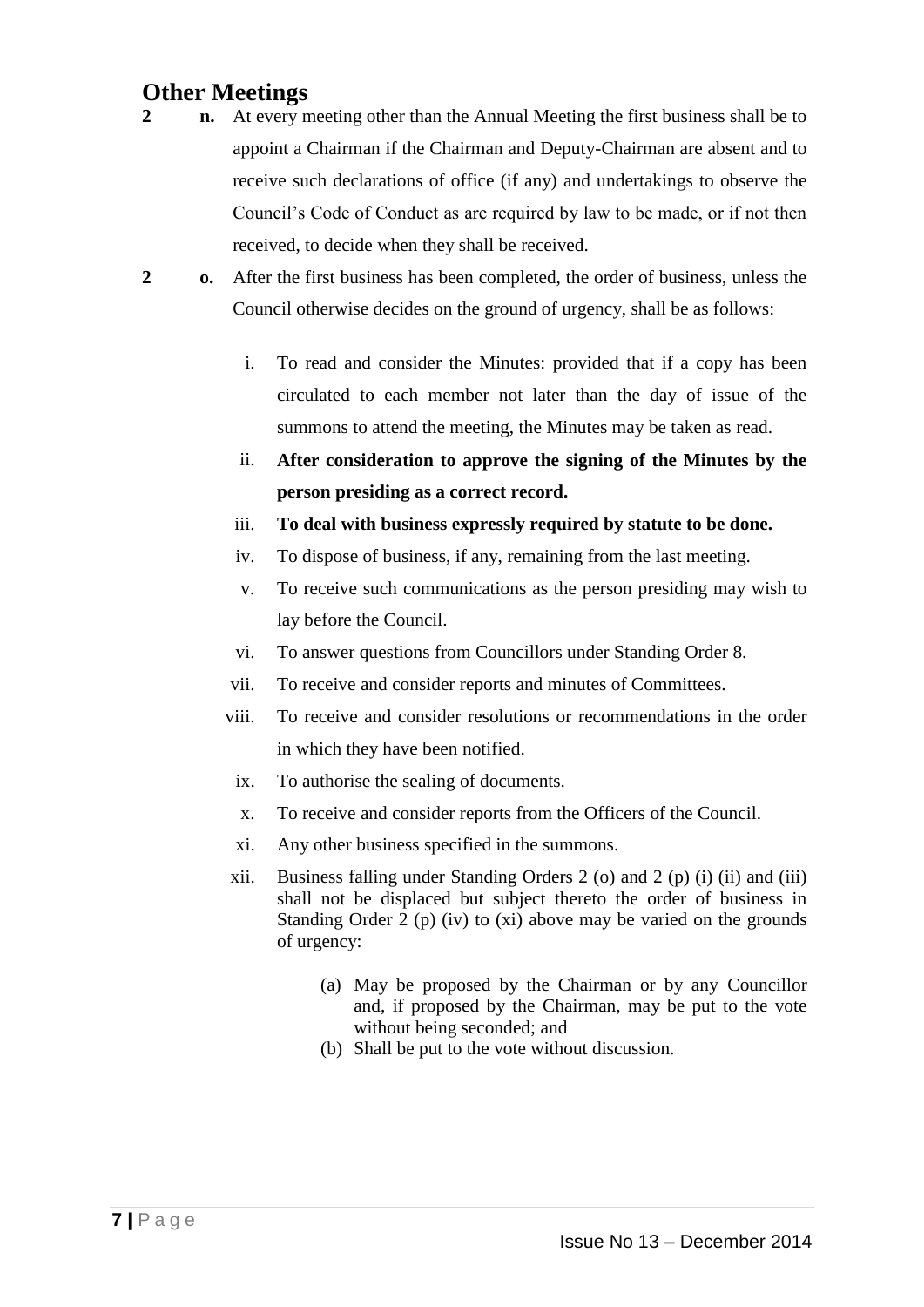## Other Meetings

**2 n.** At every meeting other than the Annual Meeting the first business shall be to appoint a Chairman if the Chairman and Deputy-Chairman are absent and to receive such declarations of office (if any) and undertakings to observe the Council's Code of Conduct as are required by law to be made, or if not then received, to decide when they shall be received.

**2 o.** After the first business has been completed, the order of business, unless the Council otherwise decides on the ground of urgency, shall be as follows:

i. To read and consider the Minutes: provided that if a copy has been circulated to each member not later than the day of issue of the summons to attend the meeting, the Minutes may be taken as read.

ii. **After consideration to approve the signing of the Minutes by the person presiding as a correct record.**

iii. **To deal with business expressly required by statute to be done.**

iv. To dispose of business, if any, remaining from the last meeting.

v. To receive such communications as the person presiding may wish to lay before the Council.

vi. To answer questions from Councillors under Standing Order 8.

vii. To receive and consider reports and minutes of Committees.

viii. To receive and consider resolutions or recommendations in the order in which they have been notified.

ix. To authorise the sealing of documents.

x. To receive and consider reports from the Officers of the Council.

xi. Any other business specified in the summons.

xii. Business falling under Standing Orders 2 (o) and 2 (p) (i) (ii) and (iii) shall not be displaced but subject thereto the order of business in Standing Order 2 (p) (iv) to (xi) above may be varied on the grounds of urgency:

(a) May be proposed by the Chairman or by any Councillor and, if proposed by the Chairman, may be put to the vote without being seconded; and

(b) Shall be put to the vote without discussion.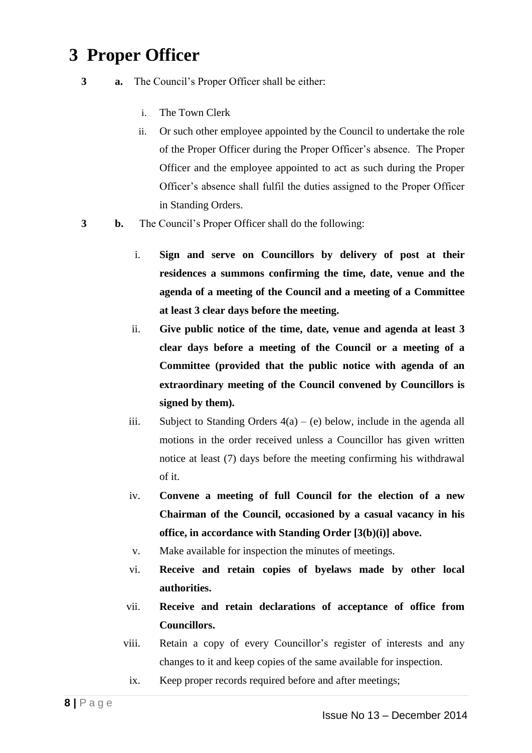# 3 Proper Officer

**3 a.** The Council's Proper Officer shall be either:

i. The Town Clerk

ii. Or such other employee appointed by the Council to undertake the role of the Proper Officer during the Proper Officer's absence. The Proper Officer and the employee appointed to act as such during the Proper Officer's absence shall fulfil the duties assigned to the Proper Officer in Standing Orders.

**3 b.** The Council's Proper Officer shall do the following:

i. **Sign and serve on Councillors by delivery of post at their residences a summons confirming the time, date, venue and the agenda of a meeting of the Council and a meeting of a Committee at least 3 clear days before the meeting.**

ii. **Give public notice of the time, date, venue and agenda at least 3 clear days before a meeting of the Council or a meeting of a Committee (provided that the public notice with agenda of an extraordinary meeting of the Council convened by Councillors is signed by them).**

iii. Subject to Standing Orders 4(a) – (e) below, include in the agenda all motions in the order received unless a Councillor has given written notice at least (7) days before the meeting confirming his withdrawal of it.

iv. **Convene a meeting of full Council for the election of a new Chairman of the Council, occasioned by a casual vacancy in his office, in accordance with Standing Order [3(b)(i)] above.**

v. Make available for inspection the minutes of meetings.

vi. **Receive and retain copies of byelaws made by other local authorities.**

vii. **Receive and retain declarations of acceptance of office from Councillors.**

viii. Retain a copy of every Councillor's register of interests and any changes to it and keep copies of the same available for inspection.

ix. Keep proper records required before and after meetings;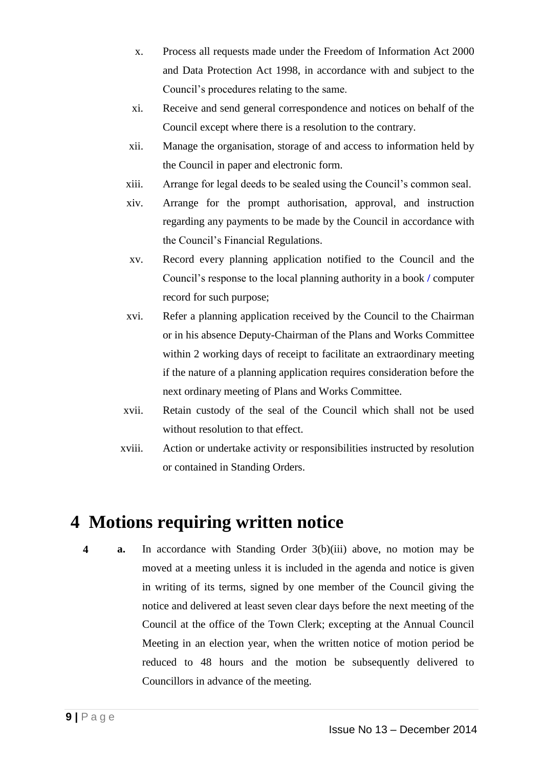x. Process all requests made under the Freedom of Information Act 2000 and Data Protection Act 1998, in accordance with and subject to the Council's procedures relating to the same.

xi. Receive and send general correspondence and notices on behalf of the Council except where there is a resolution to the contrary.

xii. Manage the organisation, storage of and access to information held by the Council in paper and electronic form.

xiii. Arrange for legal deeds to be sealed using the Council's common seal.

xiv. Arrange for the prompt authorisation, approval, and instruction regarding any payments to be made by the Council in accordance with the Council's Financial Regulations.

xv. Record every planning application notified to the Council and the Council's response to the local planning authority in a book / computer record for such purpose;

xvi. Refer a planning application received by the Council to the Chairman or in his absence Deputy-Chairman of the Plans and Works Committee within 2 working days of receipt to facilitate an extraordinary meeting if the nature of a planning application requires consideration before the next ordinary meeting of Plans and Works Committee.

xvii. Retain custody of the seal of the Council which shall not be used without resolution to that effect.

xviii. Action or undertake activity or responsibilities instructed by resolution or contained in Standing Orders.

# 4 Motions requiring written notice

**4** **a.** In accordance with Standing Order 3(b)(iii) above, no motion may be moved at a meeting unless it is included in the agenda and notice is given in writing of its terms, signed by one member of the Council giving the notice and delivered at least seven clear days before the next meeting of the Council at the office of the Town Clerk; excepting at the Annual Council Meeting in an election year, when the written notice of motion period be reduced to 48 hours and the motion be subsequently delivered to Councillors in advance of the meeting.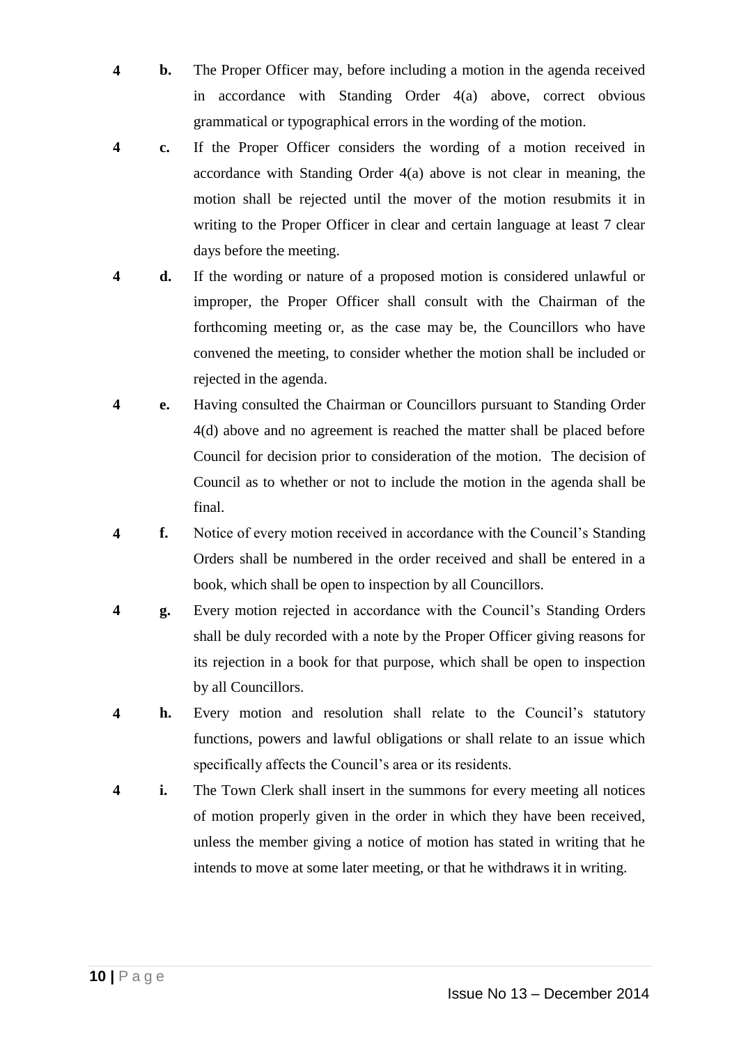**4** **b.** The Proper Officer may, before including a motion in the agenda received in accordance with Standing Order 4(a) above, correct obvious grammatical or typographical errors in the wording of the motion.

**4** **c.** If the Proper Officer considers the wording of a motion received in accordance with Standing Order 4(a) above is not clear in meaning, the motion shall be rejected until the mover of the motion resubmits it in writing to the Proper Officer in clear and certain language at least 7 clear days before the meeting.

**4** **d.** If the wording or nature of a proposed motion is considered unlawful or improper, the Proper Officer shall consult with the Chairman of the forthcoming meeting or, as the case may be, the Councillors who have convened the meeting, to consider whether the motion shall be included or rejected in the agenda.

**4** **e.** Having consulted the Chairman or Councillors pursuant to Standing Order 4(d) above and no agreement is reached the matter shall be placed before Council for decision prior to consideration of the motion. The decision of Council as to whether or not to include the motion in the agenda shall be final.

**4** **f.** Notice of every motion received in accordance with the Council's Standing Orders shall be numbered in the order received and shall be entered in a book, which shall be open to inspection by all Councillors.

**4** **g.** Every motion rejected in accordance with the Council's Standing Orders shall be duly recorded with a note by the Proper Officer giving reasons for its rejection in a book for that purpose, which shall be open to inspection by all Councillors.

**4** **h.** Every motion and resolution shall relate to the Council's statutory functions, powers and lawful obligations or shall relate to an issue which specifically affects the Council's area or its residents.

**4** **i.** The Town Clerk shall insert in the summons for every meeting all notices of motion properly given in the order in which they have been received, unless the member giving a notice of motion has stated in writing that he intends to move at some later meeting, or that he withdraws it in writing.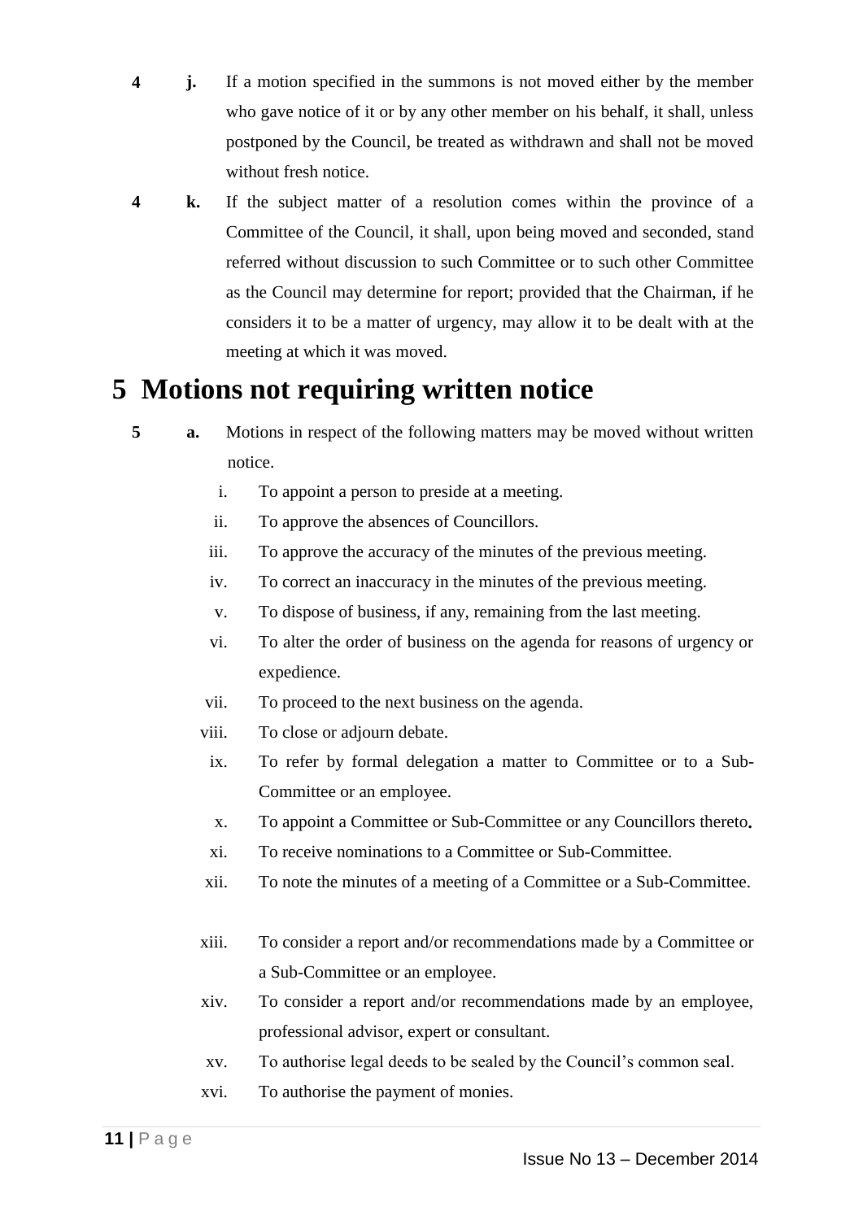**4 j.** If a motion specified in the summons is not moved either by the member who gave notice of it or by any other member on his behalf, it shall, unless postponed by the Council, be treated as withdrawn and shall not be moved without fresh notice.

**4 k.** If the subject matter of a resolution comes within the province of a Committee of the Council, it shall, upon being moved and seconded, stand referred without discussion to such Committee or to such other Committee as the Council may determine for report; provided that the Chairman, if he considers it to be a matter of urgency, may allow it to be dealt with at the meeting at which it was moved.

# 5 Motions not requiring written notice

**5 a.** Motions in respect of the following matters may be moved without written notice.

i. To appoint a person to preside at a meeting.

ii. To approve the absences of Councillors.

iii. To approve the accuracy of the minutes of the previous meeting.

iv. To correct an inaccuracy in the minutes of the previous meeting.

v. To dispose of business, if any, remaining from the last meeting.

vi. To alter the order of business on the agenda for reasons of urgency or expedience.

vii. To proceed to the next business on the agenda.

viii. To close or adjourn debate.

ix. To refer by formal delegation a matter to Committee or to a Sub-Committee or an employee.

x. To appoint a Committee or Sub-Committee or any Councillors thereto.

xi. To receive nominations to a Committee or Sub-Committee.

xii. To note the minutes of a meeting of a Committee or a Sub-Committee.

xiii. To consider a report and/or recommendations made by a Committee or a Sub-Committee or an employee.

xiv. To consider a report and/or recommendations made by an employee, professional advisor, expert or consultant.

xv. To authorise legal deeds to be sealed by the Council's common seal.

xvi. To authorise the payment of monies.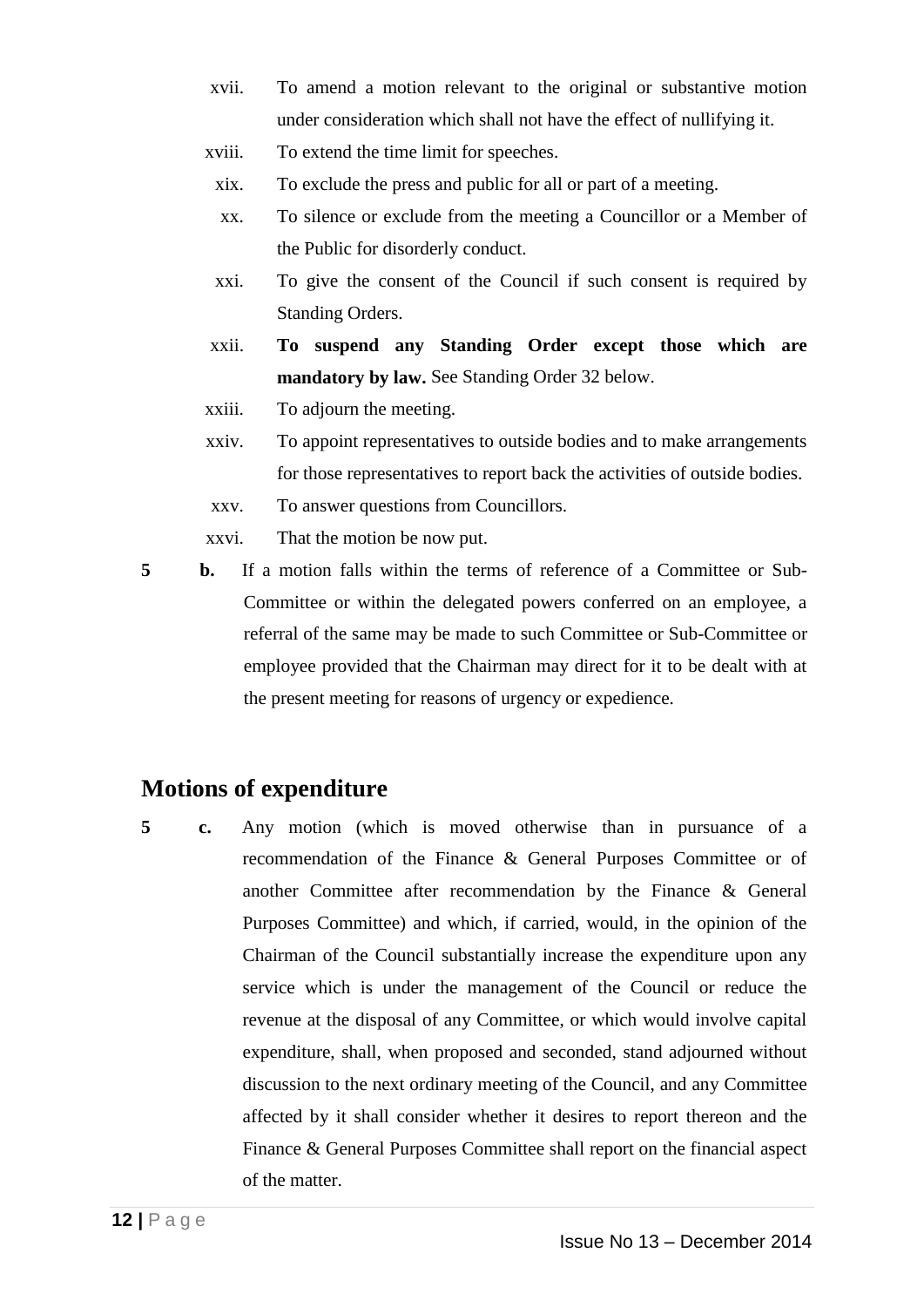xvii. To amend a motion relevant to the original or substantive motion under consideration which shall not have the effect of nullifying it.

xviii. To extend the time limit for speeches.

xix. To exclude the press and public for all or part of a meeting.

xx. To silence or exclude from the meeting a Councillor or a Member of the Public for disorderly conduct.

xxi. To give the consent of the Council if such consent is required by Standing Orders.

xxii. **To suspend any Standing Order except those which are mandatory by law.** See Standing Order 32 below.

xxiii. To adjourn the meeting.

xxiv. To appoint representatives to outside bodies and to make arrangements for those representatives to report back the activities of outside bodies.

xxv. To answer questions from Councillors.

xxvi. That the motion be now put.

**5 b.** If a motion falls within the terms of reference of a Committee or Sub-Committee or within the delegated powers conferred on an employee, a referral of the same may be made to such Committee or Sub-Committee or employee provided that the Chairman may direct for it to be dealt with at the present meeting for reasons of urgency or expedience.

## Motions of expenditure

**5 c.** Any motion (which is moved otherwise than in pursuance of a recommendation of the Finance & General Purposes Committee or of another Committee after recommendation by the Finance & General Purposes Committee) and which, if carried, would, in the opinion of the Chairman of the Council substantially increase the expenditure upon any service which is under the management of the Council or reduce the revenue at the disposal of any Committee, or which would involve capital expenditure, shall, when proposed and seconded, stand adjourned without discussion to the next ordinary meeting of the Council, and any Committee affected by it shall consider whether it desires to report thereon and the Finance & General Purposes Committee shall report on the financial aspect of the matter.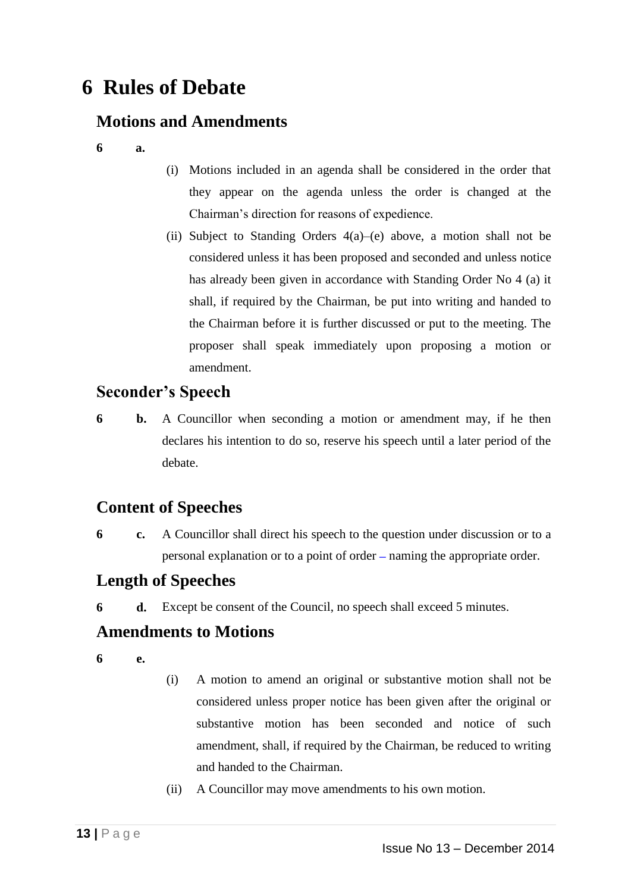# 6 Rules of Debate

## Motions and Amendments

**6 a.**

(i) Motions included in an agenda shall be considered in the order that they appear on the agenda unless the order is changed at the Chairman's direction for reasons of expedience.

(ii) Subject to Standing Orders 4(a)–(e) above, a motion shall not be considered unless it has been proposed and seconded and unless notice has already been given in accordance with Standing Order No 4 (a) it shall, if required by the Chairman, be put into writing and handed to the Chairman before it is further discussed or put to the meeting. The proposer shall speak immediately upon proposing a motion or amendment.

## Seconder's Speech

**6 b.** A Councillor when seconding a motion or amendment may, if he then declares his intention to do so, reserve his speech until a later period of the debate.

## Content of Speeches

**6 c.** A Councillor shall direct his speech to the question under discussion or to a personal explanation or to a point of order – naming the appropriate order.

## Length of Speeches

**6 d.** Except be consent of the Council, no speech shall exceed 5 minutes.

## Amendments to Motions

**6 e.**

(i) A motion to amend an original or substantive motion shall not be considered unless proper notice has been given after the original or substantive motion has been seconded and notice of such amendment, shall, if required by the Chairman, be reduced to writing and handed to the Chairman.

(ii) A Councillor may move amendments to his own motion.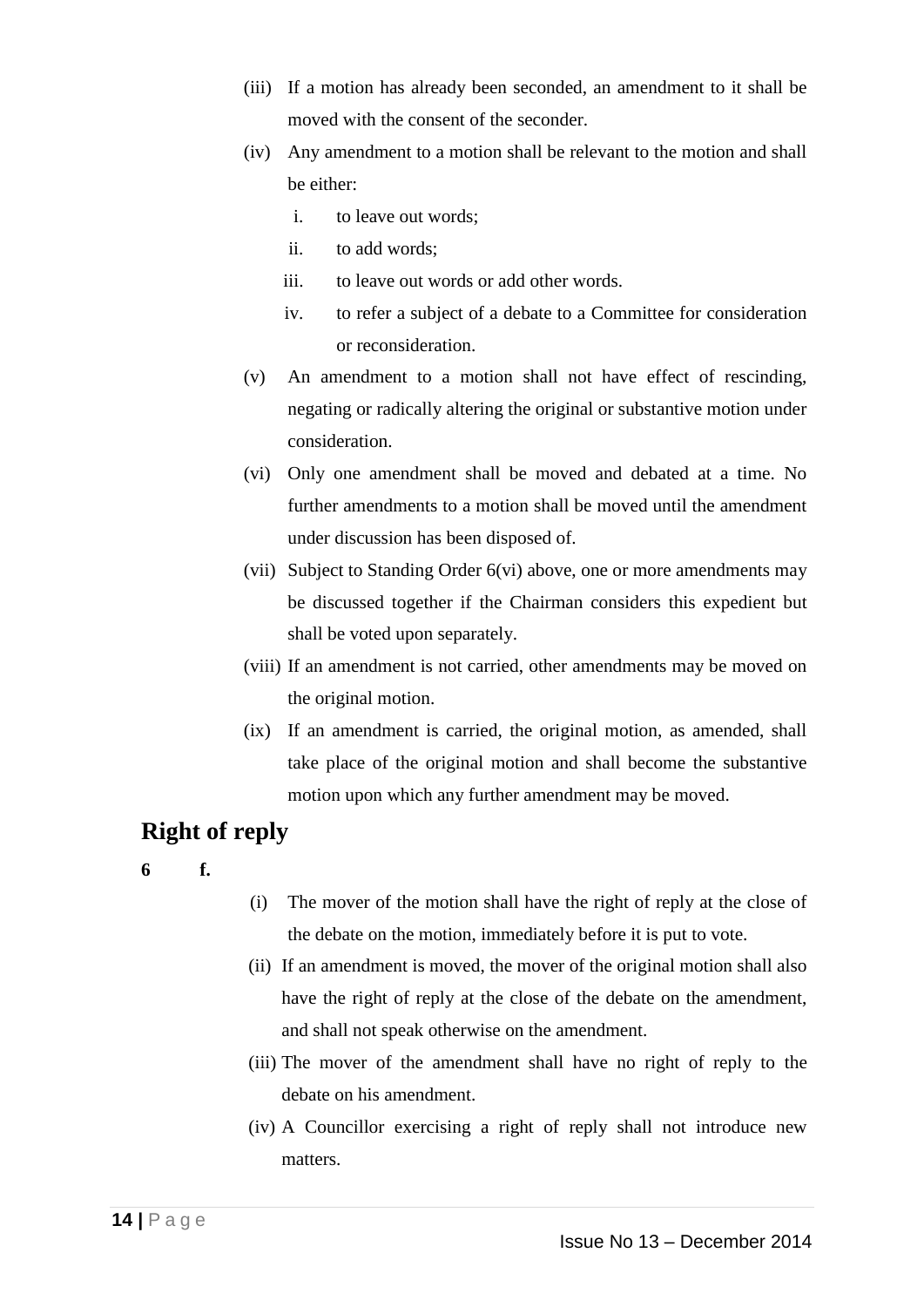(iii) If a motion has already been seconded, an amendment to it shall be moved with the consent of the seconder.

(iv) Any amendment to a motion shall be relevant to the motion and shall be either:

   i. to leave out words;

   ii. to add words;

   iii. to leave out words or add other words.

   iv. to refer a subject of a debate to a Committee for consideration or reconsideration.

(v) An amendment to a motion shall not have effect of rescinding, negating or radically altering the original or substantive motion under consideration.

(vi) Only one amendment shall be moved and debated at a time. No further amendments to a motion shall be moved until the amendment under discussion has been disposed of.

(vii) Subject to Standing Order 6(vi) above, one or more amendments may be discussed together if the Chairman considers this expedient but shall be voted upon separately.

(viii) If an amendment is not carried, other amendments may be moved on the original motion.

(ix) If an amendment is carried, the original motion, as amended, shall take place of the original motion and shall become the substantive motion upon which any further amendment may be moved.

## Right of reply

**6 f.**

(i) The mover of the motion shall have the right of reply at the close of the debate on the motion, immediately before it is put to vote.

(ii) If an amendment is moved, the mover of the original motion shall also have the right of reply at the close of the debate on the amendment, and shall not speak otherwise on the amendment.

(iii) The mover of the amendment shall have no right of reply to the debate on his amendment.

(iv) A Councillor exercising a right of reply shall not introduce new matters.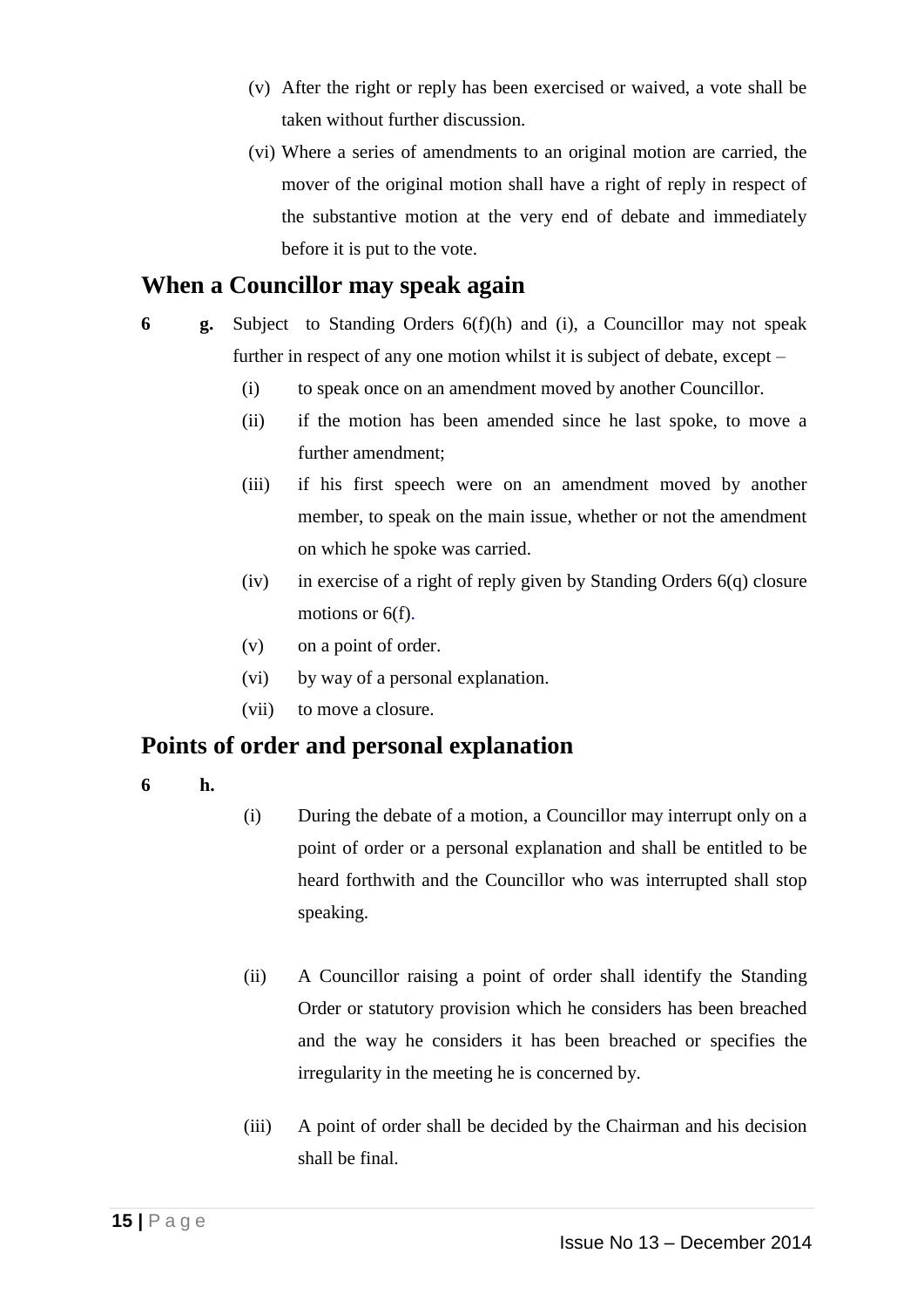(v) After the right or reply has been exercised or waived, a vote shall be taken without further discussion.

(vi) Where a series of amendments to an original motion are carried, the mover of the original motion shall have a right of reply in respect of the substantive motion at the very end of debate and immediately before it is put to the vote.

## When a Councillor may speak again

**6 g.** Subject to Standing Orders 6(f)(h) and (i), a Councillor may not speak further in respect of any one motion whilst it is subject of debate, except –

(i) to speak once on an amendment moved by another Councillor.

(ii) if the motion has been amended since he last spoke, to move a further amendment;

(iii) if his first speech were on an amendment moved by another member, to speak on the main issue, whether or not the amendment on which he spoke was carried.

(iv) in exercise of a right of reply given by Standing Orders 6(q) closure motions or 6(f).

(v) on a point of order.

(vi) by way of a personal explanation.

(vii) to move a closure.

## Points of order and personal explanation

**6 h.**

(i) During the debate of a motion, a Councillor may interrupt only on a point of order or a personal explanation and shall be entitled to be heard forthwith and the Councillor who was interrupted shall stop speaking.

(ii) A Councillor raising a point of order shall identify the Standing Order or statutory provision which he considers has been breached and the way he considers it has been breached or specifies the irregularity in the meeting he is concerned by.

(iii) A point of order shall be decided by the Chairman and his decision shall be final.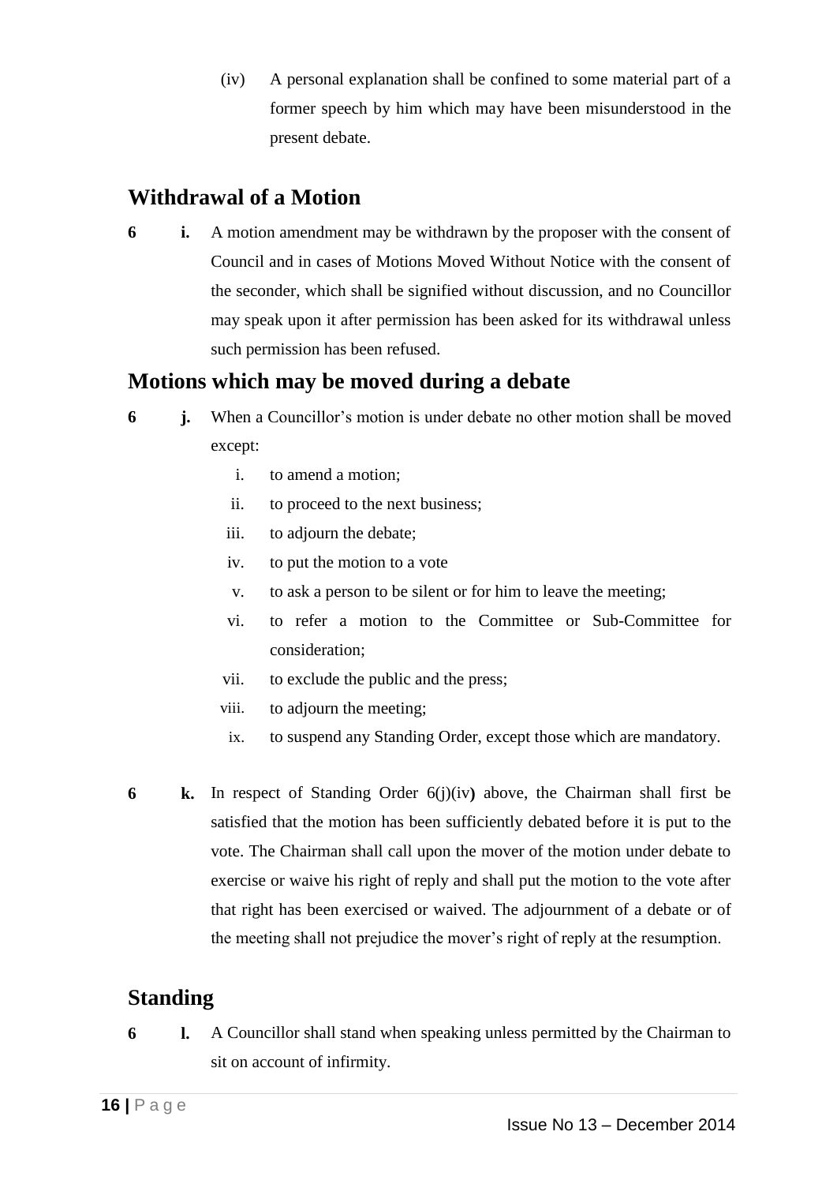(iv) A personal explanation shall be confined to some material part of a former speech by him which may have been misunderstood in the present debate.

## Withdrawal of a Motion

**6 i.** A motion amendment may be withdrawn by the proposer with the consent of Council and in cases of Motions Moved Without Notice with the consent of the seconder, which shall be signified without discussion, and no Councillor may speak upon it after permission has been asked for its withdrawal unless such permission has been refused.

## Motions which may be moved during a debate

**6 j.** When a Councillor's motion is under debate no other motion shall be moved except:

i. to amend a motion;
ii. to proceed to the next business;
iii. to adjourn the debate;
iv. to put the motion to a vote
v. to ask a person to be silent or for him to leave the meeting;
vi. to refer a motion to the Committee or Sub-Committee for consideration;
vii. to exclude the public and the press;
viii. to adjourn the meeting;
ix. to suspend any Standing Order, except those which are mandatory.

**6 k.** In respect of Standing Order 6(j)(iv) above, the Chairman shall first be satisfied that the motion has been sufficiently debated before it is put to the vote. The Chairman shall call upon the mover of the motion under debate to exercise or waive his right of reply and shall put the motion to the vote after that right has been exercised or waived. The adjournment of a debate or of the meeting shall not prejudice the mover's right of reply at the resumption.

## Standing

**6 l.** A Councillor shall stand when speaking unless permitted by the Chairman to sit on account of infirmity.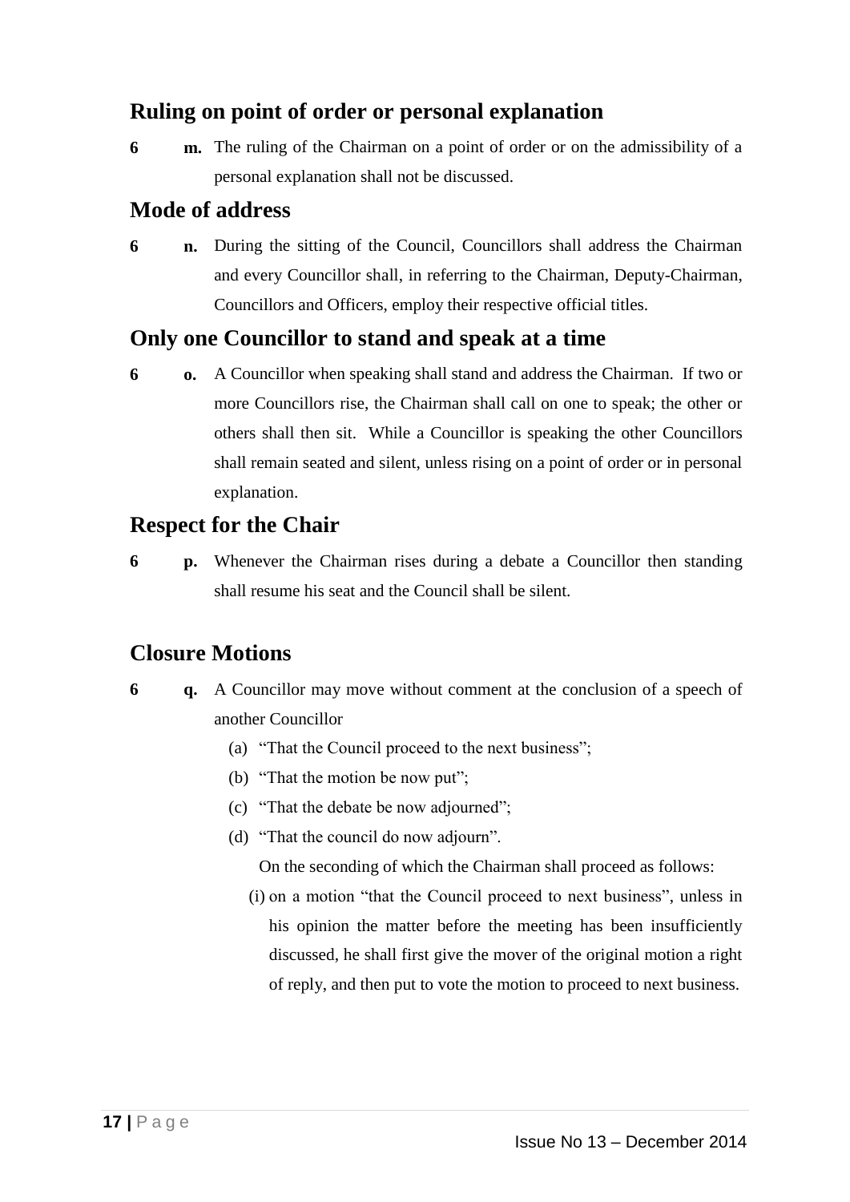## Ruling on point of order or personal explanation

**6 m.** The ruling of the Chairman on a point of order or on the admissibility of a personal explanation shall not be discussed.

## Mode of address

**6 n.** During the sitting of the Council, Councillors shall address the Chairman and every Councillor shall, in referring to the Chairman, Deputy-Chairman, Councillors and Officers, employ their respective official titles.

## Only one Councillor to stand and speak at a time

**6 o.** A Councillor when speaking shall stand and address the Chairman. If two or more Councillors rise, the Chairman shall call on one to speak; the other or others shall then sit. While a Councillor is speaking the other Councillors shall remain seated and silent, unless rising on a point of order or in personal explanation.

## Respect for the Chair

**6 p.** Whenever the Chairman rises during a debate a Councillor then standing shall resume his seat and the Council shall be silent.

## Closure Motions

**6 q.** A Councillor may move without comment at the conclusion of a speech of another Councillor

(a) "That the Council proceed to the next business";

(b) "That the motion be now put";

(c) "That the debate be now adjourned";

(d) "That the council do now adjourn".

On the seconding of which the Chairman shall proceed as follows:

(i) on a motion "that the Council proceed to next business", unless in his opinion the matter before the meeting has been insufficiently discussed, he shall first give the mover of the original motion a right of reply, and then put to vote the motion to proceed to next business.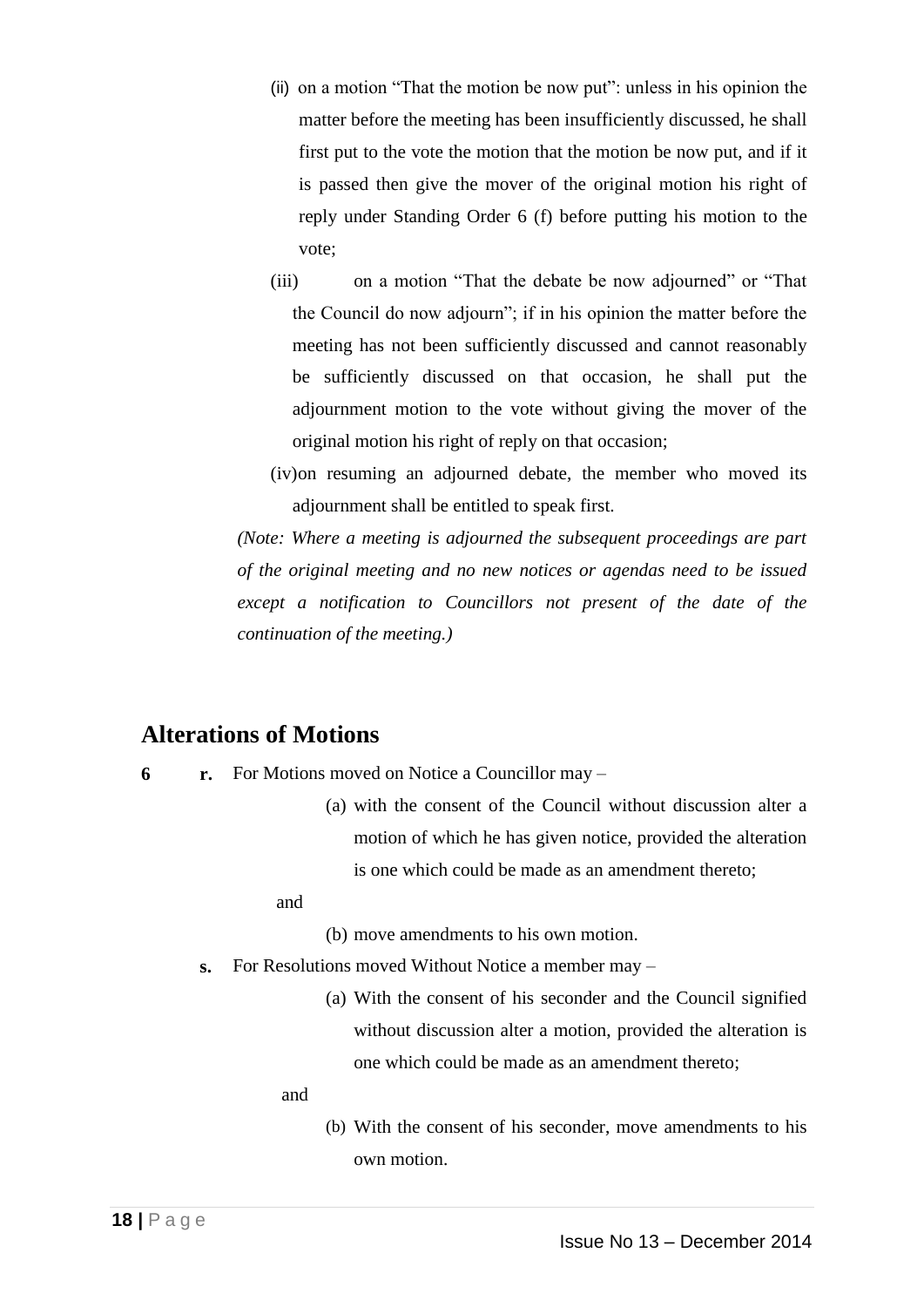(ii) on a motion "That the motion be now put": unless in his opinion the matter before the meeting has been insufficiently discussed, he shall first put to the vote the motion that the motion be now put, and if it is passed then give the mover of the original motion his right of reply under Standing Order 6 (f) before putting his motion to the vote;

(iii) on a motion "That the debate be now adjourned" or "That the Council do now adjourn"; if in his opinion the matter before the meeting has not been sufficiently discussed and cannot reasonably be sufficiently discussed on that occasion, he shall put the adjournment motion to the vote without giving the mover of the original motion his right of reply on that occasion;

(iv) on resuming an adjourned debate, the member who moved its adjournment shall be entitled to speak first.

*(Note: Where a meeting is adjourned the subsequent proceedings are part of the original meeting and no new notices or agendas need to be issued except a notification to Councillors not present of the date of the continuation of the meeting.)*

## Alterations of Motions

**6** **r.** For Motions moved on Notice a Councillor may –

(a) with the consent of the Council without discussion alter a motion of which he has given notice, provided the alteration is one which could be made as an amendment thereto;

and

(b) move amendments to his own motion.

**s.** For Resolutions moved Without Notice a member may –

(a) With the consent of his seconder and the Council signified without discussion alter a motion, provided the alteration is one which could be made as an amendment thereto;

and

(b) With the consent of his seconder, move amendments to his own motion.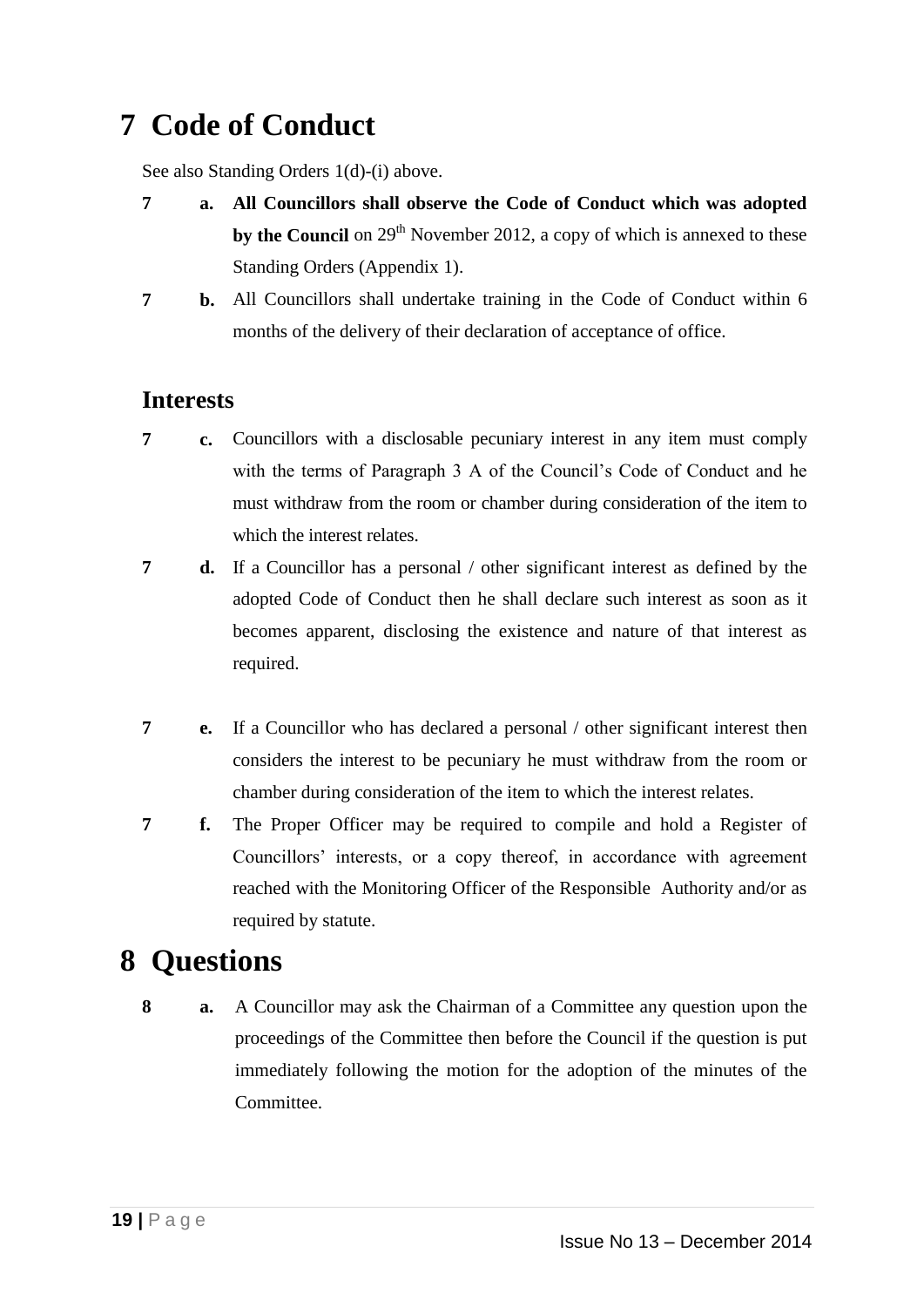# 7 Code of Conduct

See also Standing Orders 1(d)-(i) above.

**7 a. All Councillors shall observe the Code of Conduct which was adopted by the Council** on 29th November 2012, a copy of which is annexed to these Standing Orders (Appendix 1).

**7 b.** All Councillors shall undertake training in the Code of Conduct within 6 months of the delivery of their declaration of acceptance of office.

## Interests

**7 c.** Councillors with a disclosable pecuniary interest in any item must comply with the terms of Paragraph 3 A of the Council's Code of Conduct and he must withdraw from the room or chamber during consideration of the item to which the interest relates.

**7 d.** If a Councillor has a personal / other significant interest as defined by the adopted Code of Conduct then he shall declare such interest as soon as it becomes apparent, disclosing the existence and nature of that interest as required.

**7 e.** If a Councillor who has declared a personal / other significant interest then considers the interest to be pecuniary he must withdraw from the room or chamber during consideration of the item to which the interest relates.

**7 f.** The Proper Officer may be required to compile and hold a Register of Councillors' interests, or a copy thereof, in accordance with agreement reached with the Monitoring Officer of the Responsible Authority and/or as required by statute.

# 8 Questions

**8 a.** A Councillor may ask the Chairman of a Committee any question upon the proceedings of the Committee then before the Council if the question is put immediately following the motion for the adoption of the minutes of the Committee.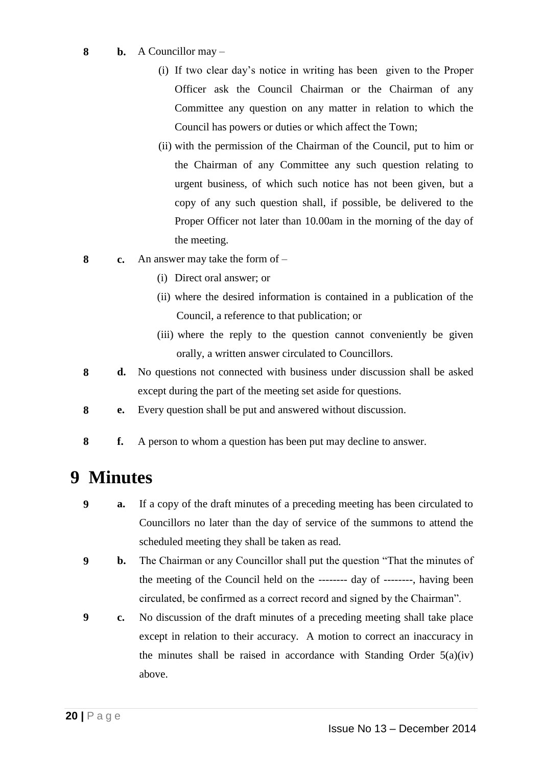**8 b.** A Councillor may –

(i) If two clear day's notice in writing has been given to the Proper Officer ask the Council Chairman or the Chairman of any Committee any question on any matter in relation to which the Council has powers or duties or which affect the Town;

(ii) with the permission of the Chairman of the Council, put to him or the Chairman of any Committee any such question relating to urgent business, of which such notice has not been given, but a copy of any such question shall, if possible, be delivered to the Proper Officer not later than 10.00am in the morning of the day of the meeting.

**8 c.** An answer may take the form of –

(i) Direct oral answer; or

(ii) where the desired information is contained in a publication of the Council, a reference to that publication; or

(iii) where the reply to the question cannot conveniently be given orally, a written answer circulated to Councillors.

**8 d.** No questions not connected with business under discussion shall be asked except during the part of the meeting set aside for questions.

**8 e.** Every question shall be put and answered without discussion.

**8 f.** A person to whom a question has been put may decline to answer.

# 9 Minutes

**9 a.** If a copy of the draft minutes of a preceding meeting has been circulated to Councillors no later than the day of service of the summons to attend the scheduled meeting they shall be taken as read.

**9 b.** The Chairman or any Councillor shall put the question "That the minutes of the meeting of the Council held on the -------- day of --------, having been circulated, be confirmed as a correct record and signed by the Chairman".

**9 c.** No discussion of the draft minutes of a preceding meeting shall take place except in relation to their accuracy. A motion to correct an inaccuracy in the minutes shall be raised in accordance with Standing Order 5(a)(iv) above.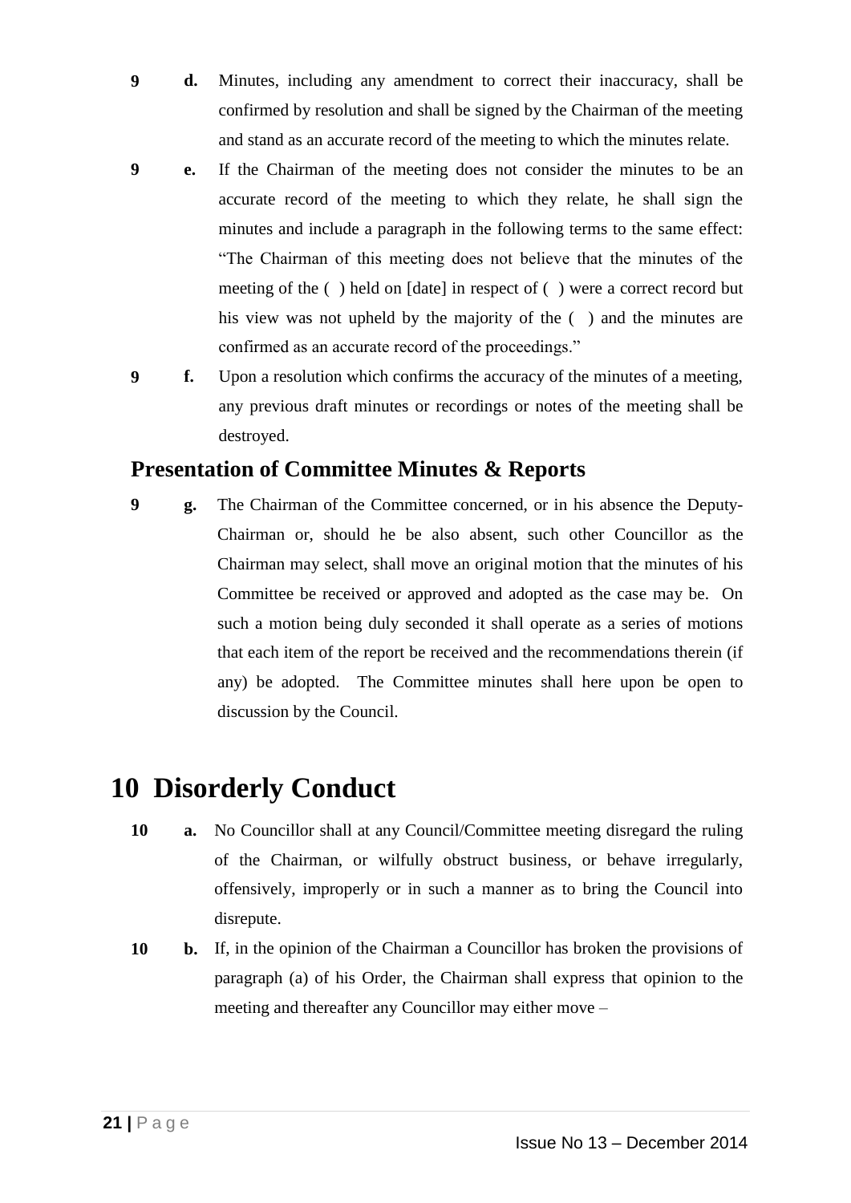**9** **d.** Minutes, including any amendment to correct their inaccuracy, shall be confirmed by resolution and shall be signed by the Chairman of the meeting and stand as an accurate record of the meeting to which the minutes relate.

**9** **e.** If the Chairman of the meeting does not consider the minutes to be an accurate record of the meeting to which they relate, he shall sign the minutes and include a paragraph in the following terms to the same effect: "The Chairman of this meeting does not believe that the minutes of the meeting of the ( ) held on [date] in respect of ( ) were a correct record but his view was not upheld by the majority of the ( ) and the minutes are confirmed as an accurate record of the proceedings."

**9** **f.** Upon a resolution which confirms the accuracy of the minutes of a meeting, any previous draft minutes or recordings or notes of the meeting shall be destroyed.

## Presentation of Committee Minutes & Reports

**9** **g.** The Chairman of the Committee concerned, or in his absence the Deputy-Chairman or, should he be also absent, such other Councillor as the Chairman may select, shall move an original motion that the minutes of his Committee be received or approved and adopted as the case may be. On such a motion being duly seconded it shall operate as a series of motions that each item of the report be received and the recommendations therein (if any) be adopted. The Committee minutes shall here upon be open to discussion by the Council.

# 10 Disorderly Conduct

**10** **a.** No Councillor shall at any Council/Committee meeting disregard the ruling of the Chairman, or wilfully obstruct business, or behave irregularly, offensively, improperly or in such a manner as to bring the Council into disrepute.

**10** **b.** If, in the opinion of the Chairman a Councillor has broken the provisions of paragraph (a) of his Order, the Chairman shall express that opinion to the meeting and thereafter any Councillor may either move –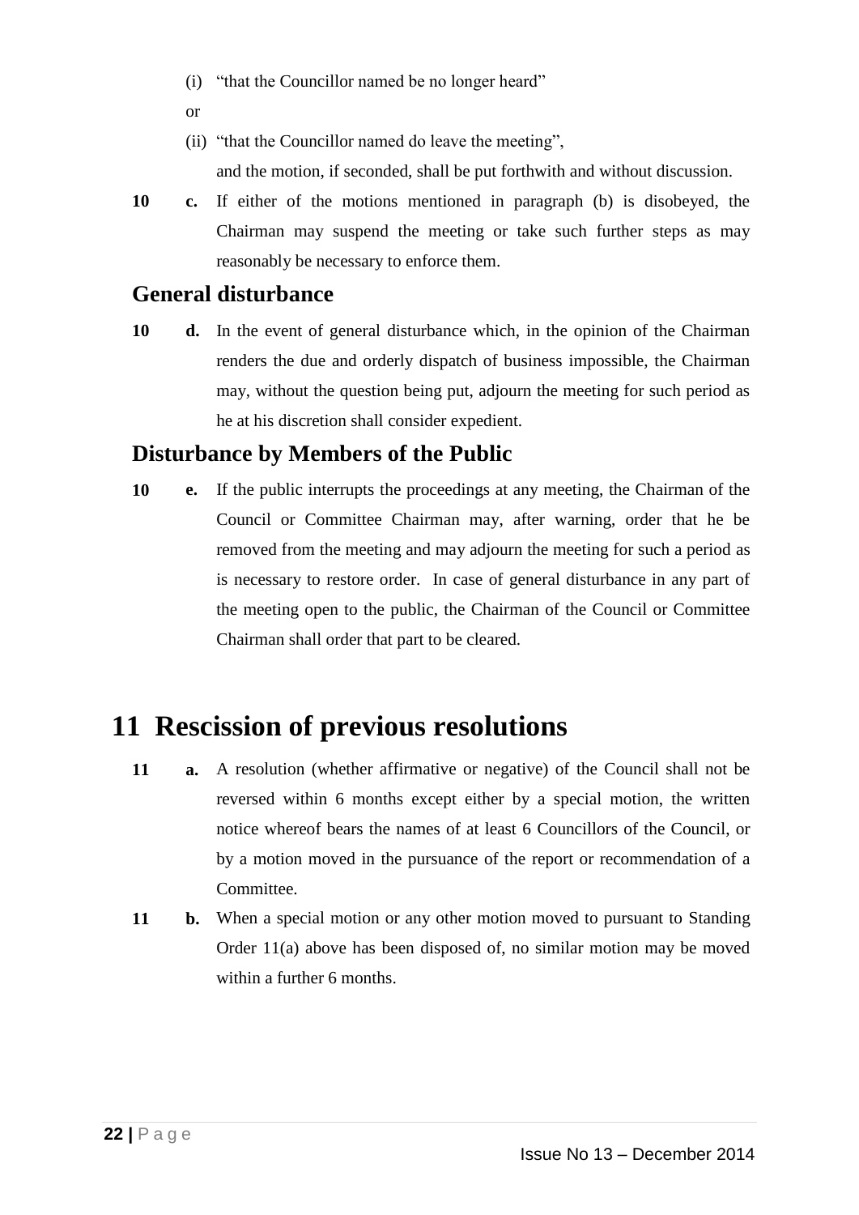(i) "that the Councillor named be no longer heard"

or

(ii) "that the Councillor named do leave the meeting",

and the motion, if seconded, shall be put forthwith and without discussion.

**10 c.** If either of the motions mentioned in paragraph (b) is disobeyed, the Chairman may suspend the meeting or take such further steps as may reasonably be necessary to enforce them.

## General disturbance

**10 d.** In the event of general disturbance which, in the opinion of the Chairman renders the due and orderly dispatch of business impossible, the Chairman may, without the question being put, adjourn the meeting for such period as he at his discretion shall consider expedient.

## Disturbance by Members of the Public

**10 e.** If the public interrupts the proceedings at any meeting, the Chairman of the Council or Committee Chairman may, after warning, order that he be removed from the meeting and may adjourn the meeting for such a period as is necessary to restore order. In case of general disturbance in any part of the meeting open to the public, the Chairman of the Council or Committee Chairman shall order that part to be cleared.

# 11 Rescission of previous resolutions

**11 a.** A resolution (whether affirmative or negative) of the Council shall not be reversed within 6 months except either by a special motion, the written notice whereof bears the names of at least 6 Councillors of the Council, or by a motion moved in the pursuance of the report or recommendation of a Committee.

**11 b.** When a special motion or any other motion moved to pursuant to Standing Order 11(a) above has been disposed of, no similar motion may be moved within a further 6 months.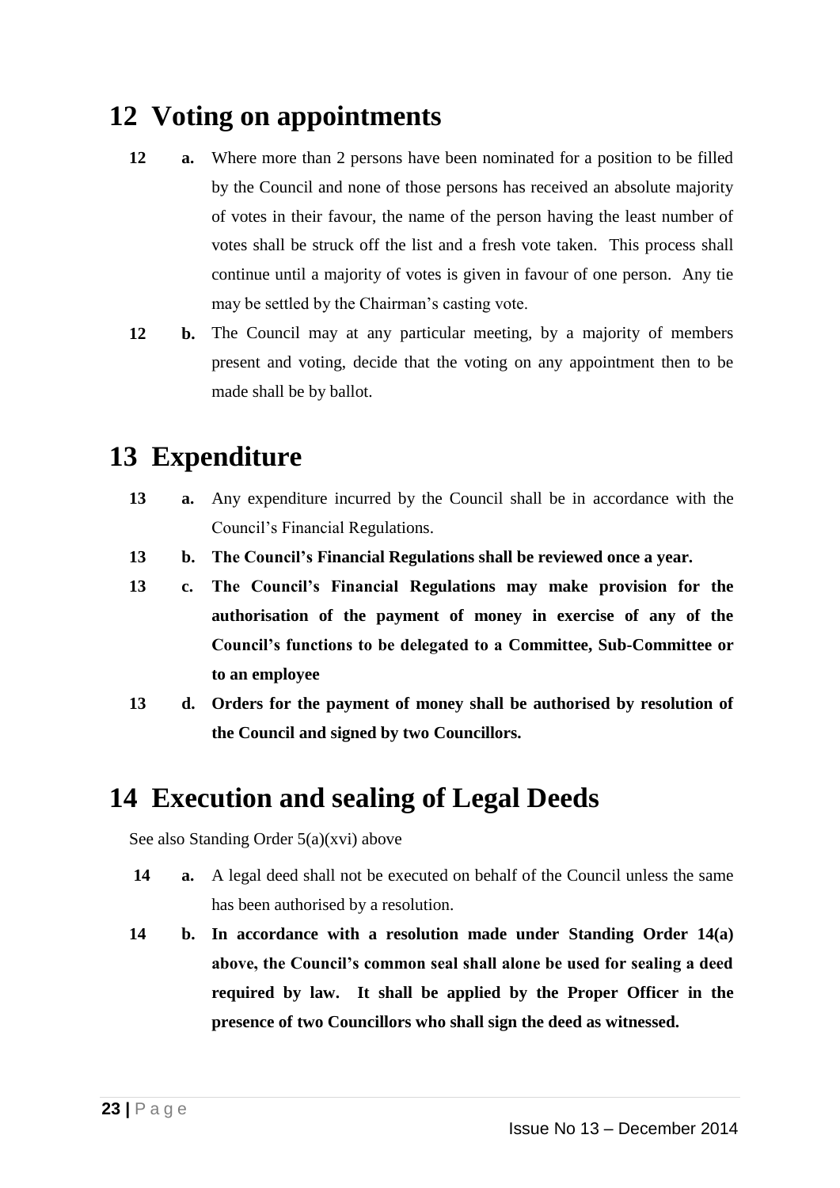## 12 Voting on appointments

**12 a.** Where more than 2 persons have been nominated for a position to be filled by the Council and none of those persons has received an absolute majority of votes in their favour, the name of the person having the least number of votes shall be struck off the list and a fresh vote taken. This process shall continue until a majority of votes is given in favour of one person. Any tie may be settled by the Chairman's casting vote.

**12 b.** The Council may at any particular meeting, by a majority of members present and voting, decide that the voting on any appointment then to be made shall be by ballot.

## 13 Expenditure

**13 a.** Any expenditure incurred by the Council shall be in accordance with the Council's Financial Regulations.

**13 b. The Council's Financial Regulations shall be reviewed once a year.**

**13 c. The Council's Financial Regulations may make provision for the authorisation of the payment of money in exercise of any of the Council's functions to be delegated to a Committee, Sub-Committee or to an employee**

**13 d. Orders for the payment of money shall be authorised by resolution of the Council and signed by two Councillors.**

## 14 Execution and sealing of Legal Deeds

See also Standing Order 5(a)(xvi) above

**14 a.** A legal deed shall not be executed on behalf of the Council unless the same has been authorised by a resolution.

**14 b. In accordance with a resolution made under Standing Order 14(a) above, the Council's common seal shall alone be used for sealing a deed required by law. It shall be applied by the Proper Officer in the presence of two Councillors who shall sign the deed as witnessed.**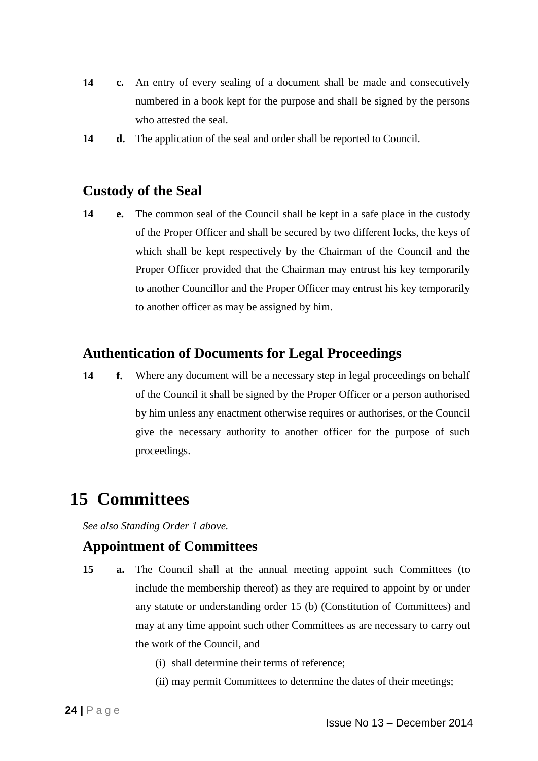**14** **c.** An entry of every sealing of a document shall be made and consecutively numbered in a book kept for the purpose and shall be signed by the persons who attested the seal.

**14** **d.** The application of the seal and order shall be reported to Council.

### Custody of the Seal

**14** **e.** The common seal of the Council shall be kept in a safe place in the custody of the Proper Officer and shall be secured by two different locks, the keys of which shall be kept respectively by the Chairman of the Council and the Proper Officer provided that the Chairman may entrust his key temporarily to another Councillor and the Proper Officer may entrust his key temporarily to another officer as may be assigned by him.

### Authentication of Documents for Legal Proceedings

**14** **f.** Where any document will be a necessary step in legal proceedings on behalf of the Council it shall be signed by the Proper Officer or a person authorised by him unless any enactment otherwise requires or authorises, or the Council give the necessary authority to another officer for the purpose of such proceedings.

# 15 Committees

*See also Standing Order 1 above.*

### Appointment of Committees

**15** **a.** The Council shall at the annual meeting appoint such Committees (to include the membership thereof) as they are required to appoint by or under any statute or understanding order 15 (b) (Constitution of Committees) and may at any time appoint such other Committees as are necessary to carry out the work of the Council, and

(i) shall determine their terms of reference;

(ii) may permit Committees to determine the dates of their meetings;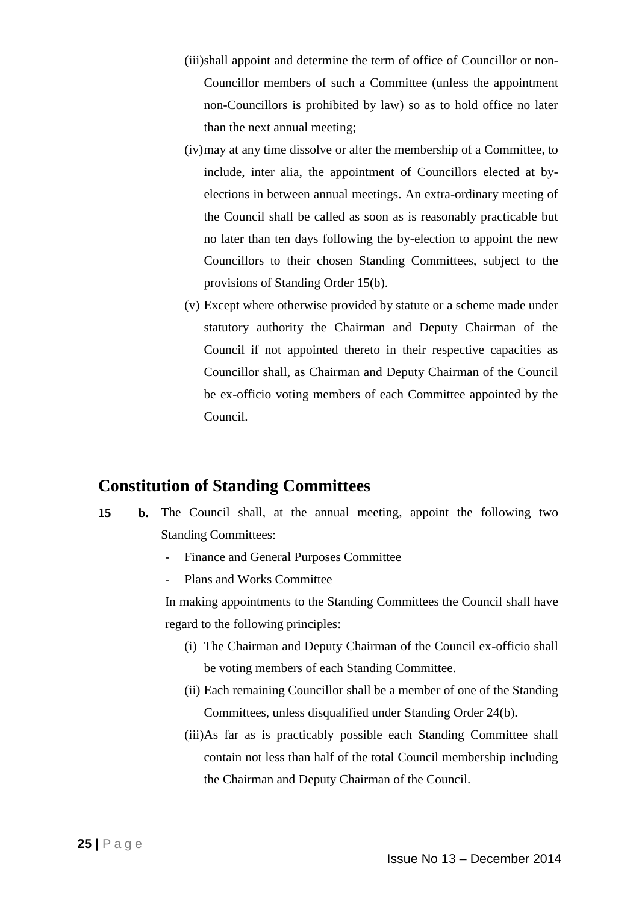(iii) shall appoint and determine the term of office of Councillor or non-Councillor members of such a Committee (unless the appointment non-Councillors is prohibited by law) so as to hold office no later than the next annual meeting;

(iv) may at any time dissolve or alter the membership of a Committee, to include, inter alia, the appointment of Councillors elected at by-elections in between annual meetings. An extra-ordinary meeting of the Council shall be called as soon as is reasonably practicable but no later than ten days following the by-election to appoint the new Councillors to their chosen Standing Committees, subject to the provisions of Standing Order 15(b).

(v) Except where otherwise provided by statute or a scheme made under statutory authority the Chairman and Deputy Chairman of the Council if not appointed thereto in their respective capacities as Councillor shall, as Chairman and Deputy Chairman of the Council be ex-officio voting members of each Committee appointed by the Council.

## Constitution of Standing Committees

**15** **b.** The Council shall, at the annual meeting, appoint the following two Standing Committees:

- Finance and General Purposes Committee
- Plans and Works Committee

In making appointments to the Standing Committees the Council shall have regard to the following principles:

(i) The Chairman and Deputy Chairman of the Council ex-officio shall be voting members of each Standing Committee.

(ii) Each remaining Councillor shall be a member of one of the Standing Committees, unless disqualified under Standing Order 24(b).

(iii) As far as is practicably possible each Standing Committee shall contain not less than half of the total Council membership including the Chairman and Deputy Chairman of the Council.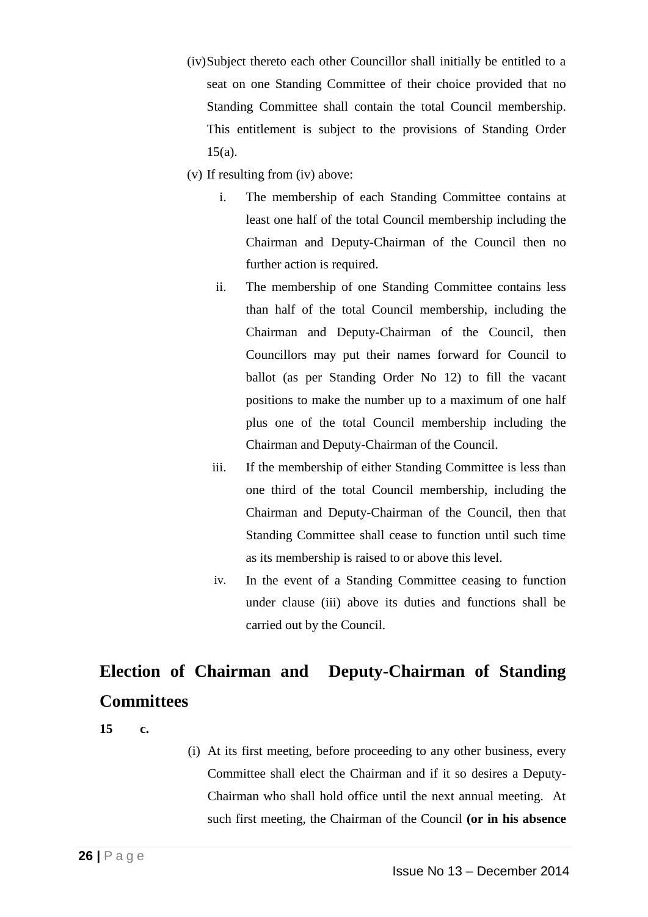(iv) Subject thereto each other Councillor shall initially be entitled to a seat on one Standing Committee of their choice provided that no Standing Committee shall contain the total Council membership. This entitlement is subject to the provisions of Standing Order 15(a).

(v) If resulting from (iv) above:

   i. The membership of each Standing Committee contains at least one half of the total Council membership including the Chairman and Deputy-Chairman of the Council then no further action is required.

   ii. The membership of one Standing Committee contains less than half of the total Council membership, including the Chairman and Deputy-Chairman of the Council, then Councillors may put their names forward for Council to ballot (as per Standing Order No 12) to fill the vacant positions to make the number up to a maximum of one half plus one of the total Council membership including the Chairman and Deputy-Chairman of the Council.

   iii. If the membership of either Standing Committee is less than one third of the total Council membership, including the Chairman and Deputy-Chairman of the Council, then that Standing Committee shall cease to function until such time as its membership is raised to or above this level.

   iv. In the event of a Standing Committee ceasing to function under clause (iii) above its duties and functions shall be carried out by the Council.

## Election of Chairman and Deputy-Chairman of Standing Committees

**15 c.**

(i) At its first meeting, before proceeding to any other business, every Committee shall elect the Chairman and if it so desires a Deputy-Chairman who shall hold office until the next annual meeting. At such first meeting, the Chairman of the Council **(or in his absence**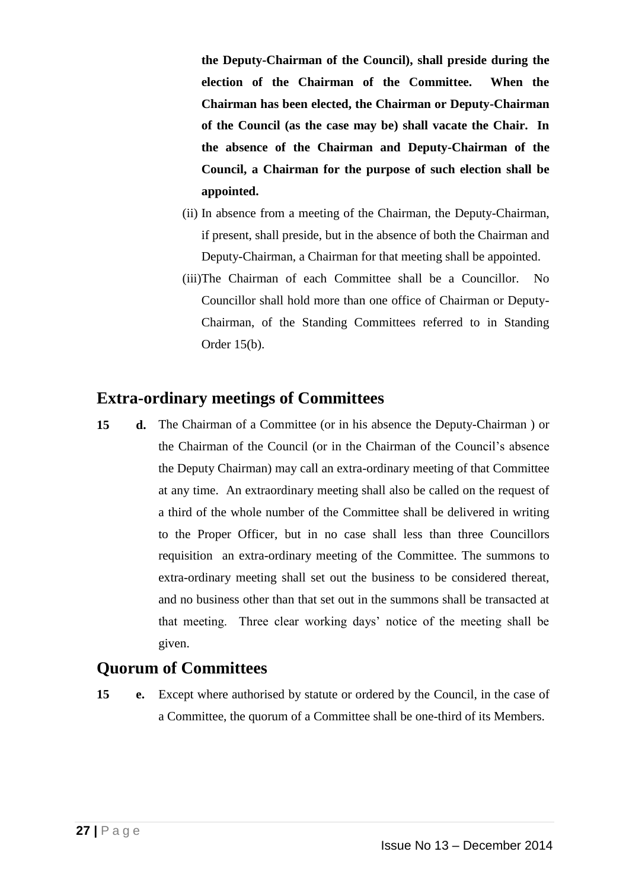**the Deputy-Chairman of the Council), shall preside during the election of the Chairman of the Committee. When the Chairman has been elected, the Chairman or Deputy-Chairman of the Council (as the case may be) shall vacate the Chair. In the absence of the Chairman and Deputy-Chairman of the Council, a Chairman for the purpose of such election shall be appointed.**

(ii) In absence from a meeting of the Chairman, the Deputy-Chairman, if present, shall preside, but in the absence of both the Chairman and Deputy-Chairman, a Chairman for that meeting shall be appointed.

(iii)The Chairman of each Committee shall be a Councillor. No Councillor shall hold more than one office of Chairman or Deputy-Chairman, of the Standing Committees referred to in Standing Order 15(b).

## Extra-ordinary meetings of Committees

**15 d.** The Chairman of a Committee (or in his absence the Deputy-Chairman ) or the Chairman of the Council (or in the Chairman of the Council's absence the Deputy Chairman) may call an extra-ordinary meeting of that Committee at any time. An extraordinary meeting shall also be called on the request of a third of the whole number of the Committee shall be delivered in writing to the Proper Officer, but in no case shall less than three Councillors requisition an extra-ordinary meeting of the Committee. The summons to extra-ordinary meeting shall set out the business to be considered thereat, and no business other than that set out in the summons shall be transacted at that meeting. Three clear working days' notice of the meeting shall be given.

## Quorum of Committees

**15 e.** Except where authorised by statute or ordered by the Council, in the case of a Committee, the quorum of a Committee shall be one-third of its Members.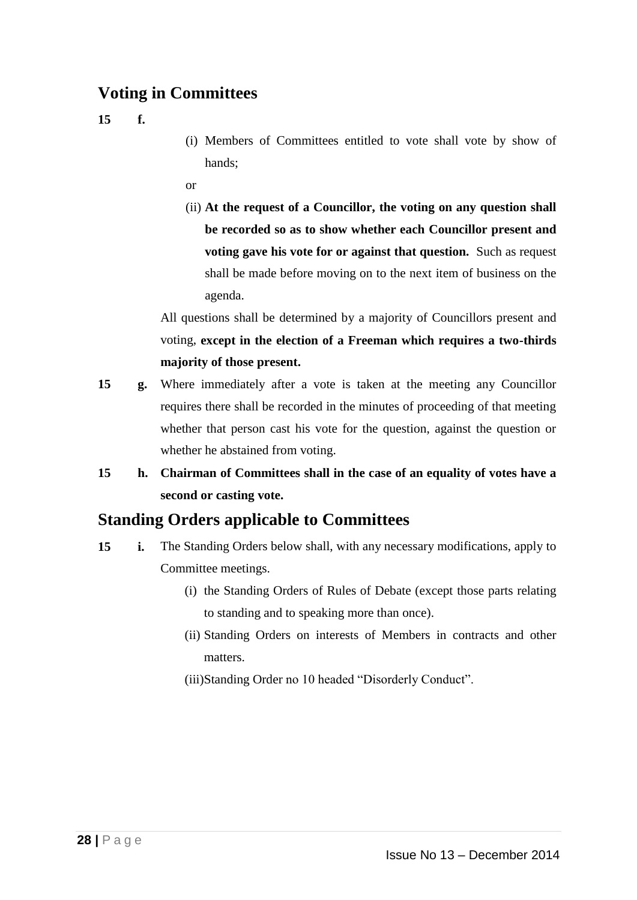## Voting in Committees

**15 f.**

(i) Members of Committees entitled to vote shall vote by show of hands;

or

(ii) **At the request of a Councillor, the voting on any question shall be recorded so as to show whether each Councillor present and voting gave his vote for or against that question.** Such as request shall be made before moving on to the next item of business on the agenda.

All questions shall be determined by a majority of Councillors present and voting, **except in the election of a Freeman which requires a two-thirds majority of those present.**

**15 g.** Where immediately after a vote is taken at the meeting any Councillor requires there shall be recorded in the minutes of proceeding of that meeting whether that person cast his vote for the question, against the question or whether he abstained from voting.

**15 h. Chairman of Committees shall in the case of an equality of votes have a second or casting vote.**

## Standing Orders applicable to Committees

**15 i.** The Standing Orders below shall, with any necessary modifications, apply to Committee meetings.

(i) the Standing Orders of Rules of Debate (except those parts relating to standing and to speaking more than once).

(ii) Standing Orders on interests of Members in contracts and other matters.

(iii) Standing Order no 10 headed "Disorderly Conduct".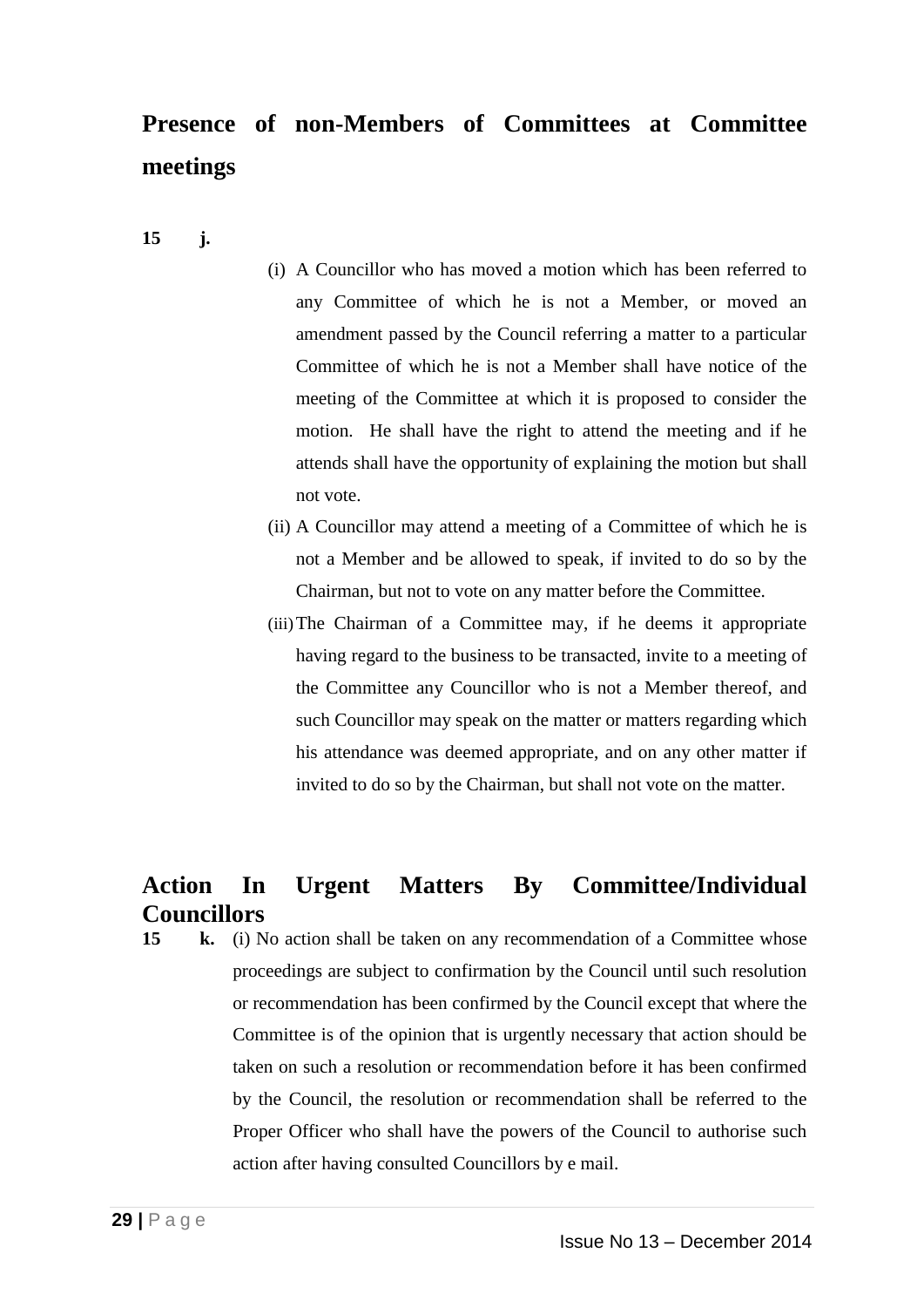## Presence of non-Members of Committees at Committee meetings

**15 j.**

(i) A Councillor who has moved a motion which has been referred to any Committee of which he is not a Member, or moved an amendment passed by the Council referring a matter to a particular Committee of which he is not a Member shall have notice of the meeting of the Committee at which it is proposed to consider the motion. He shall have the right to attend the meeting and if he attends shall have the opportunity of explaining the motion but shall not vote.

(ii) A Councillor may attend a meeting of a Committee of which he is not a Member and be allowed to speak, if invited to do so by the Chairman, but not to vote on any matter before the Committee.

(iii) The Chairman of a Committee may, if he deems it appropriate having regard to the business to be transacted, invite to a meeting of the Committee any Councillor who is not a Member thereof, and such Councillor may speak on the matter or matters regarding which his attendance was deemed appropriate, and on any other matter if invited to do so by the Chairman, but shall not vote on the matter.

## Action In Urgent Matters By Committee/Individual Councillors

**15 k.** (i) No action shall be taken on any recommendation of a Committee whose proceedings are subject to confirmation by the Council until such resolution or recommendation has been confirmed by the Council except that where the Committee is of the opinion that is urgently necessary that action should be taken on such a resolution or recommendation before it has been confirmed by the Council, the resolution or recommendation shall be referred to the Proper Officer who shall have the powers of the Council to authorise such action after having consulted Councillors by e mail.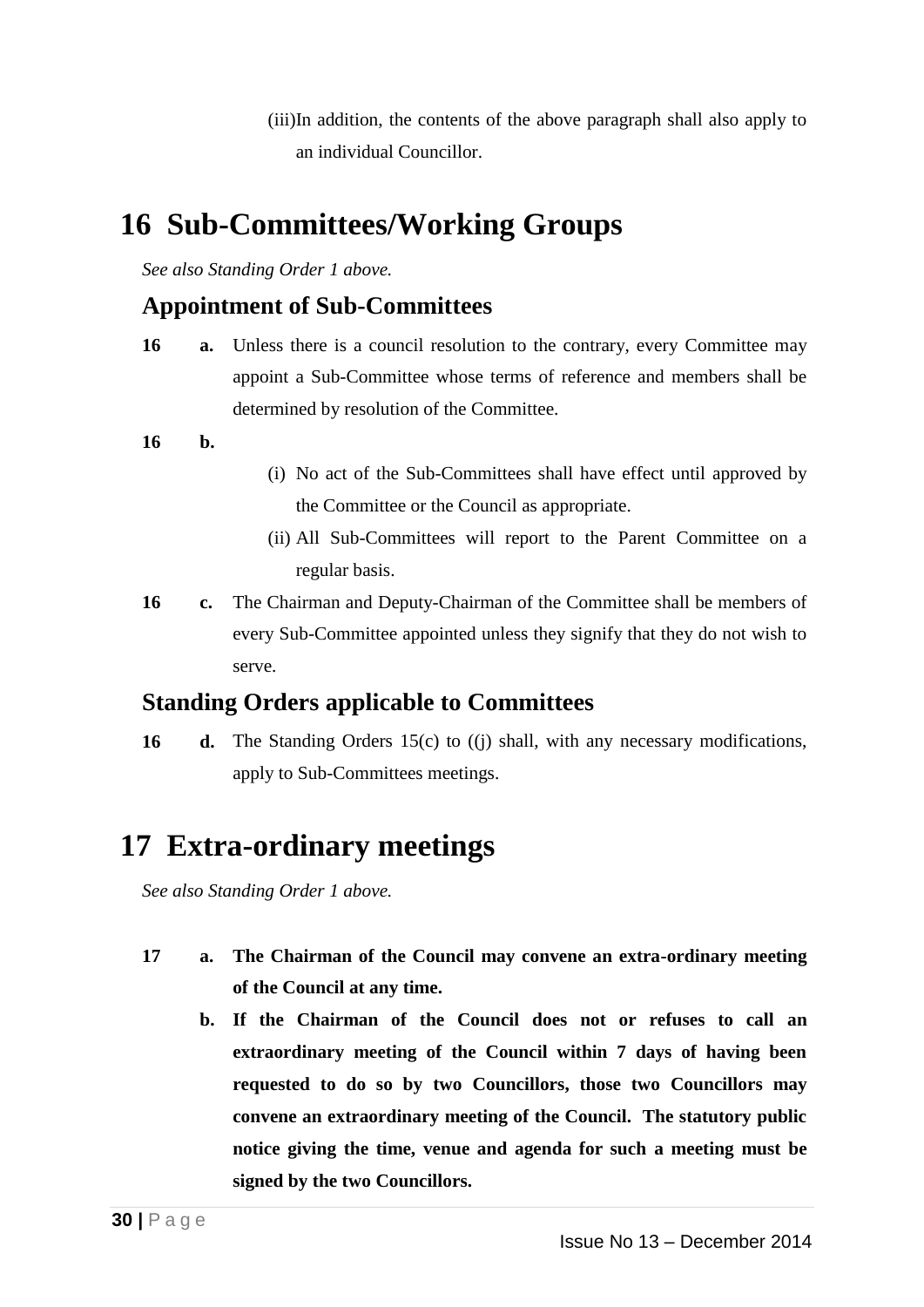(iii) In addition, the contents of the above paragraph shall also apply to an individual Councillor.

# 16 Sub-Committees/Working Groups

*See also Standing Order 1 above.*

## Appointment of Sub-Committees

**16 a.** Unless there is a council resolution to the contrary, every Committee may appoint a Sub-Committee whose terms of reference and members shall be determined by resolution of the Committee.

**16 b.**

(i) No act of the Sub-Committees shall have effect until approved by the Committee or the Council as appropriate.

(ii) All Sub-Committees will report to the Parent Committee on a regular basis.

**16 c.** The Chairman and Deputy-Chairman of the Committee shall be members of every Sub-Committee appointed unless they signify that they do not wish to serve.

## Standing Orders applicable to Committees

**16 d.** The Standing Orders 15(c) to ((j) shall, with any necessary modifications, apply to Sub-Committees meetings.

# 17 Extra-ordinary meetings

*See also Standing Order 1 above.*

**17 a. The Chairman of the Council may convene an extra-ordinary meeting of the Council at any time.**

**b. If the Chairman of the Council does not or refuses to call an extraordinary meeting of the Council within 7 days of having been requested to do so by two Councillors, those two Councillors may convene an extraordinary meeting of the Council. The statutory public notice giving the time, venue and agenda for such a meeting must be signed by the two Councillors.**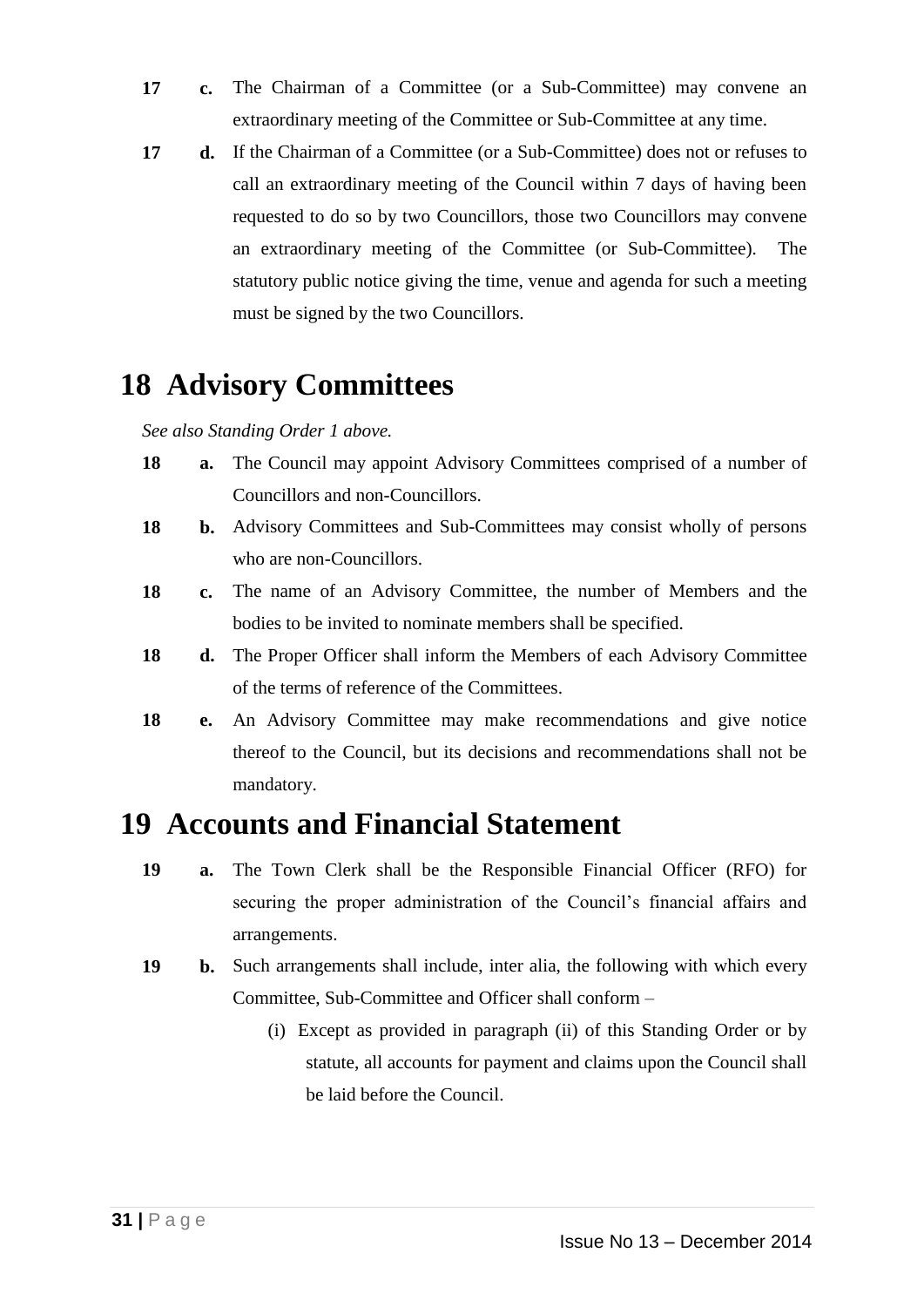**17 c.** The Chairman of a Committee (or a Sub-Committee) may convene an extraordinary meeting of the Committee or Sub-Committee at any time.

**17 d.** If the Chairman of a Committee (or a Sub-Committee) does not or refuses to call an extraordinary meeting of the Council within 7 days of having been requested to do so by two Councillors, those two Councillors may convene an extraordinary meeting of the Committee (or Sub-Committee). The statutory public notice giving the time, venue and agenda for such a meeting must be signed by the two Councillors.

# 18 Advisory Committees

*See also Standing Order 1 above.*

**18 a.** The Council may appoint Advisory Committees comprised of a number of Councillors and non-Councillors.

**18 b.** Advisory Committees and Sub-Committees may consist wholly of persons who are non-Councillors.

**18 c.** The name of an Advisory Committee, the number of Members and the bodies to be invited to nominate members shall be specified.

**18 d.** The Proper Officer shall inform the Members of each Advisory Committee of the terms of reference of the Committees.

**18 e.** An Advisory Committee may make recommendations and give notice thereof to the Council, but its decisions and recommendations shall not be mandatory.

# 19 Accounts and Financial Statement

**19 a.** The Town Clerk shall be the Responsible Financial Officer (RFO) for securing the proper administration of the Council's financial affairs and arrangements.

**19 b.** Such arrangements shall include, inter alia, the following with which every Committee, Sub-Committee and Officer shall conform –

(i) Except as provided in paragraph (ii) of this Standing Order or by statute, all accounts for payment and claims upon the Council shall be laid before the Council.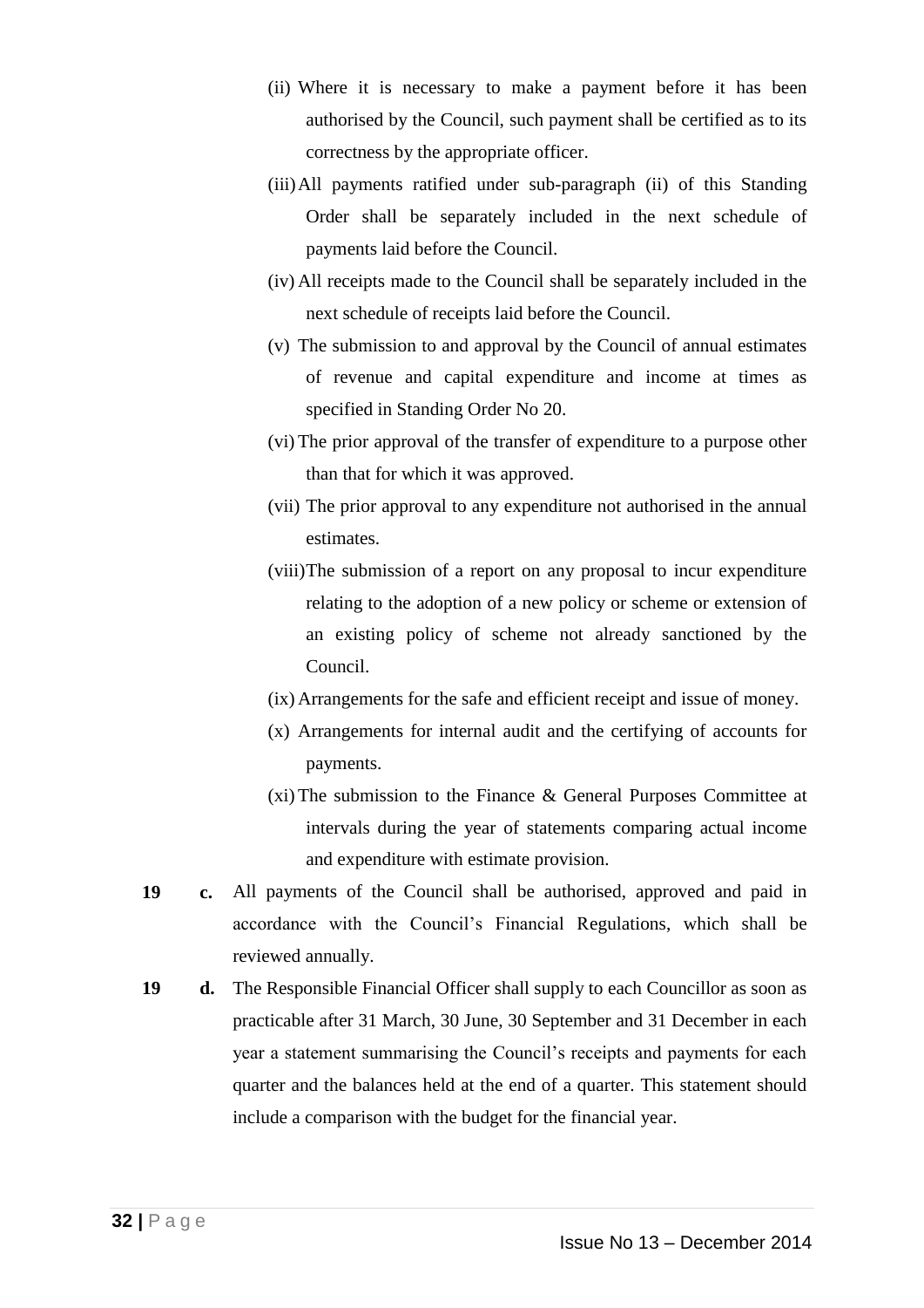(ii) Where it is necessary to make a payment before it has been authorised by the Council, such payment shall be certified as to its correctness by the appropriate officer.

(iii) All payments ratified under sub-paragraph (ii) of this Standing Order shall be separately included in the next schedule of payments laid before the Council.

(iv) All receipts made to the Council shall be separately included in the next schedule of receipts laid before the Council.

(v) The submission to and approval by the Council of annual estimates of revenue and capital expenditure and income at times as specified in Standing Order No 20.

(vi) The prior approval of the transfer of expenditure to a purpose other than that for which it was approved.

(vii) The prior approval to any expenditure not authorised in the annual estimates.

(viii) The submission of a report on any proposal to incur expenditure relating to the adoption of a new policy or scheme or extension of an existing policy of scheme not already sanctioned by the Council.

(ix) Arrangements for the safe and efficient receipt and issue of money.

(x) Arrangements for internal audit and the certifying of accounts for payments.

(xi) The submission to the Finance & General Purposes Committee at intervals during the year of statements comparing actual income and expenditure with estimate provision.

**19 c.** All payments of the Council shall be authorised, approved and paid in accordance with the Council's Financial Regulations, which shall be reviewed annually.

**19 d.** The Responsible Financial Officer shall supply to each Councillor as soon as practicable after 31 March, 30 June, 30 September and 31 December in each year a statement summarising the Council's receipts and payments for each quarter and the balances held at the end of a quarter. This statement should include a comparison with the budget for the financial year.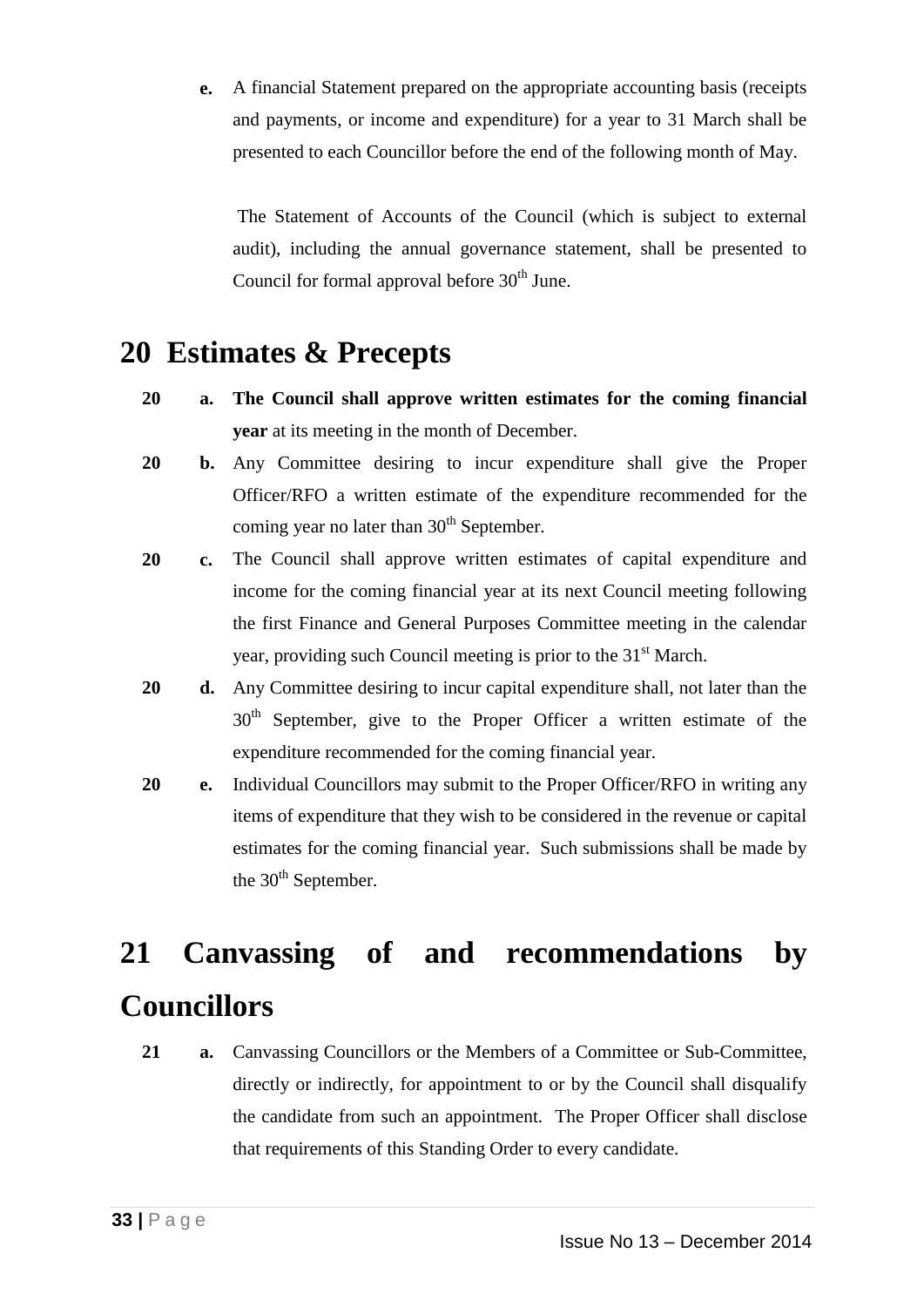**e.** A financial Statement prepared on the appropriate accounting basis (receipts and payments, or income and expenditure) for a year to 31 March shall be presented to each Councillor before the end of the following month of May.

The Statement of Accounts of the Council (which is subject to external audit), including the annual governance statement, shall be presented to Council for formal approval before 30th June.

# 20 Estimates & Precepts

**20 a.** **The Council shall approve written estimates for the coming financial year** at its meeting in the month of December.

**20 b.** Any Committee desiring to incur expenditure shall give the Proper Officer/RFO a written estimate of the expenditure recommended for the coming year no later than 30th September.

**20 c.** The Council shall approve written estimates of capital expenditure and income for the coming financial year at its next Council meeting following the first Finance and General Purposes Committee meeting in the calendar year, providing such Council meeting is prior to the 31st March.

**20 d.** Any Committee desiring to incur capital expenditure shall, not later than the 30th September, give to the Proper Officer a written estimate of the expenditure recommended for the coming financial year.

**20 e.** Individual Councillors may submit to the Proper Officer/RFO in writing any items of expenditure that they wish to be considered in the revenue or capital estimates for the coming financial year. Such submissions shall be made by the 30th September.

# 21 Canvassing of and recommendations by Councillors

**21 a.** Canvassing Councillors or the Members of a Committee or Sub-Committee, directly or indirectly, for appointment to or by the Council shall disqualify the candidate from such an appointment. The Proper Officer shall disclose that requirements of this Standing Order to every candidate.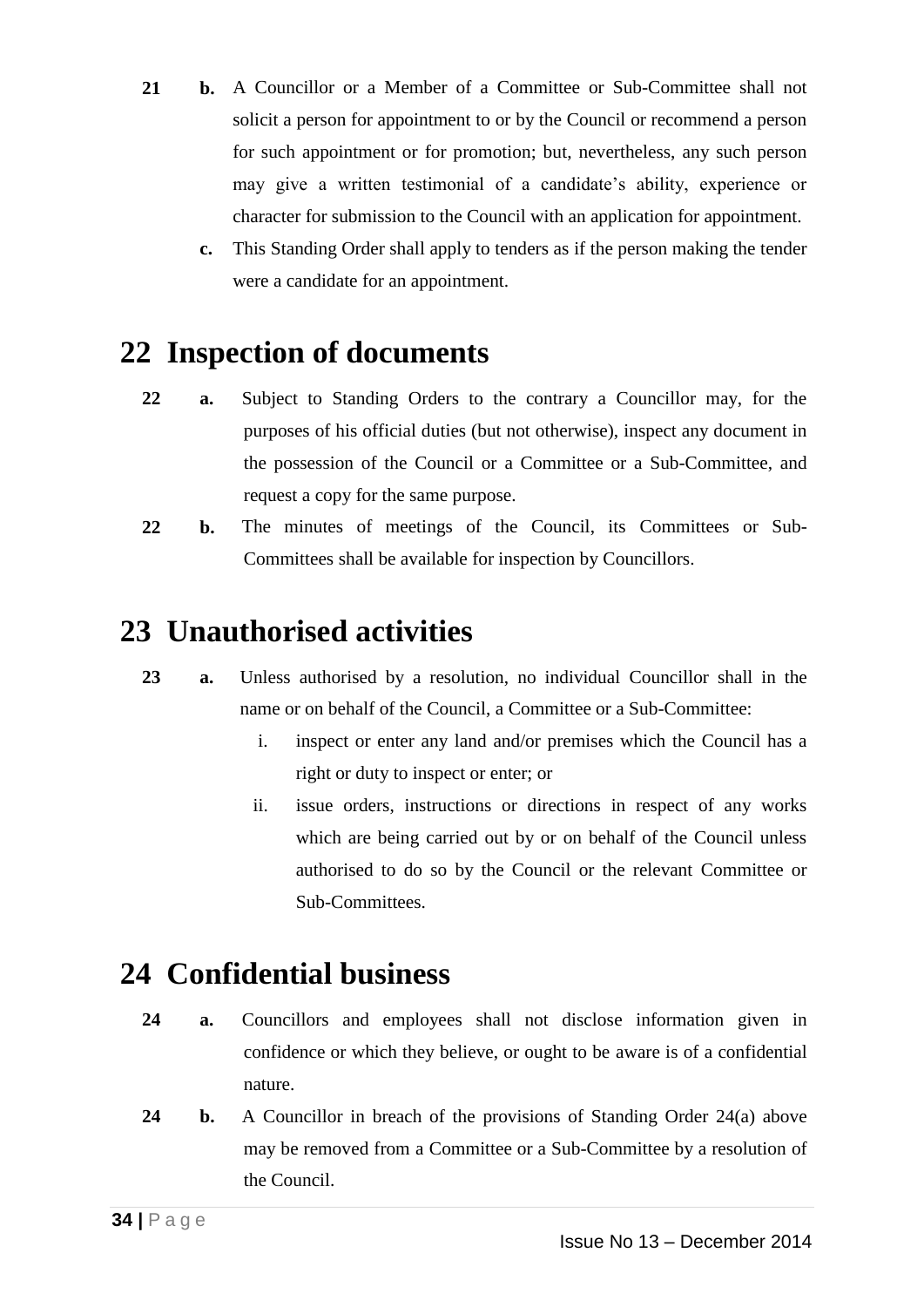**21** **b.** A Councillor or a Member of a Committee or Sub-Committee shall not solicit a person for appointment to or by the Council or recommend a person for such appointment or for promotion; but, nevertheless, any such person may give a written testimonial of a candidate's ability, experience or character for submission to the Council with an application for appointment.

**c.** This Standing Order shall apply to tenders as if the person making the tender were a candidate for an appointment.

# 22 Inspection of documents

**22** **a.** Subject to Standing Orders to the contrary a Councillor may, for the purposes of his official duties (but not otherwise), inspect any document in the possession of the Council or a Committee or a Sub-Committee, and request a copy for the same purpose.

**22** **b.** The minutes of meetings of the Council, its Committees or Sub-Committees shall be available for inspection by Councillors.

# 23 Unauthorised activities

**23** **a.** Unless authorised by a resolution, no individual Councillor shall in the name or on behalf of the Council, a Committee or a Sub-Committee:

i. inspect or enter any land and/or premises which the Council has a right or duty to inspect or enter; or

ii. issue orders, instructions or directions in respect of any works which are being carried out by or on behalf of the Council unless authorised to do so by the Council or the relevant Committee or Sub-Committees.

# 24 Confidential business

**24** **a.** Councillors and employees shall not disclose information given in confidence or which they believe, or ought to be aware is of a confidential nature.

**24** **b.** A Councillor in breach of the provisions of Standing Order 24(a) above may be removed from a Committee or a Sub-Committee by a resolution of the Council.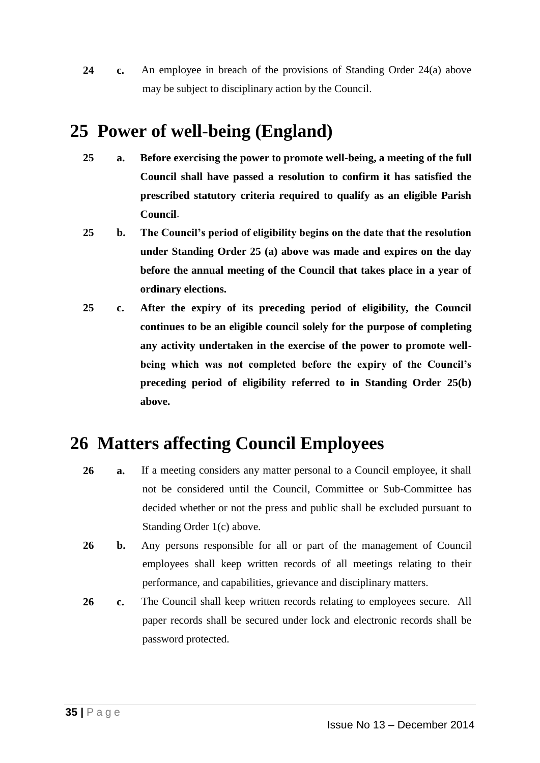**24 c.** An employee in breach of the provisions of Standing Order 24(a) above may be subject to disciplinary action by the Council.

## 25 Power of well-being (England)

**25 a. Before exercising the power to promote well-being, a meeting of the full Council shall have passed a resolution to confirm it has satisfied the prescribed statutory criteria required to qualify as an eligible Parish Council.**

**25 b. The Council's period of eligibility begins on the date that the resolution under Standing Order 25 (a) above was made and expires on the day before the annual meeting of the Council that takes place in a year of ordinary elections.**

**25 c. After the expiry of its preceding period of eligibility, the Council continues to be an eligible council solely for the purpose of completing any activity undertaken in the exercise of the power to promote well-being which was not completed before the expiry of the Council's preceding period of eligibility referred to in Standing Order 25(b) above.**

## 26 Matters affecting Council Employees

**26 a.** If a meeting considers any matter personal to a Council employee, it shall not be considered until the Council, Committee or Sub-Committee has decided whether or not the press and public shall be excluded pursuant to Standing Order 1(c) above.

**26 b.** Any persons responsible for all or part of the management of Council employees shall keep written records of all meetings relating to their performance, and capabilities, grievance and disciplinary matters.

**26 c.** The Council shall keep written records relating to employees secure. All paper records shall be secured under lock and electronic records shall be password protected.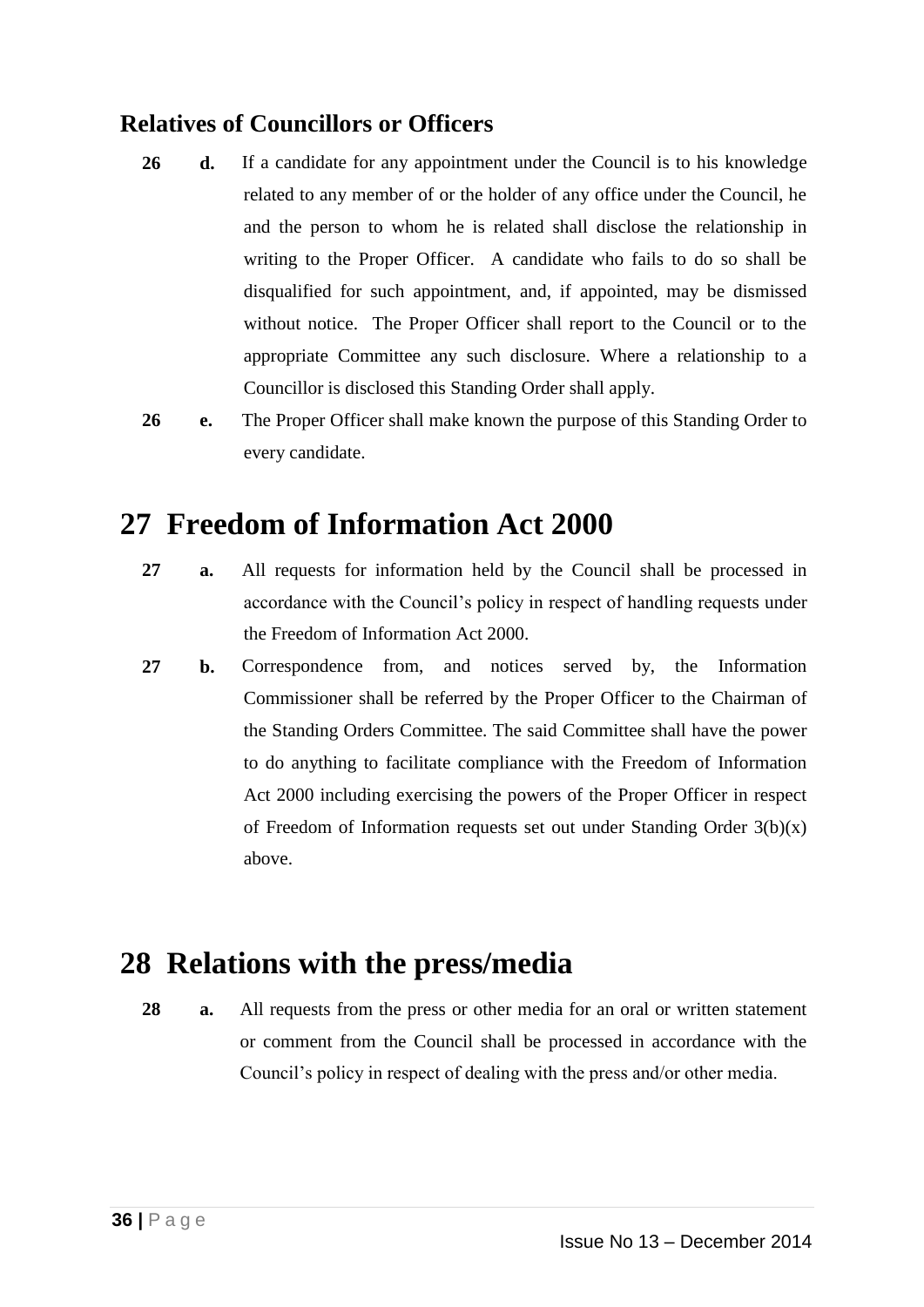### Relatives of Councillors or Officers

**26 d.** If a candidate for any appointment under the Council is to his knowledge related to any member of or the holder of any office under the Council, he and the person to whom he is related shall disclose the relationship in writing to the Proper Officer. A candidate who fails to do so shall be disqualified for such appointment, and, if appointed, may be dismissed without notice. The Proper Officer shall report to the Council or to the appropriate Committee any such disclosure. Where a relationship to a Councillor is disclosed this Standing Order shall apply.

**26 e.** The Proper Officer shall make known the purpose of this Standing Order to every candidate.

# 27 Freedom of Information Act 2000

**27 a.** All requests for information held by the Council shall be processed in accordance with the Council's policy in respect of handling requests under the Freedom of Information Act 2000.

**27 b.** Correspondence from, and notices served by, the Information Commissioner shall be referred by the Proper Officer to the Chairman of the Standing Orders Committee. The said Committee shall have the power to do anything to facilitate compliance with the Freedom of Information Act 2000 including exercising the powers of the Proper Officer in respect of Freedom of Information requests set out under Standing Order 3(b)(x) above.

# 28 Relations with the press/media

**28 a.** All requests from the press or other media for an oral or written statement or comment from the Council shall be processed in accordance with the Council's policy in respect of dealing with the press and/or other media.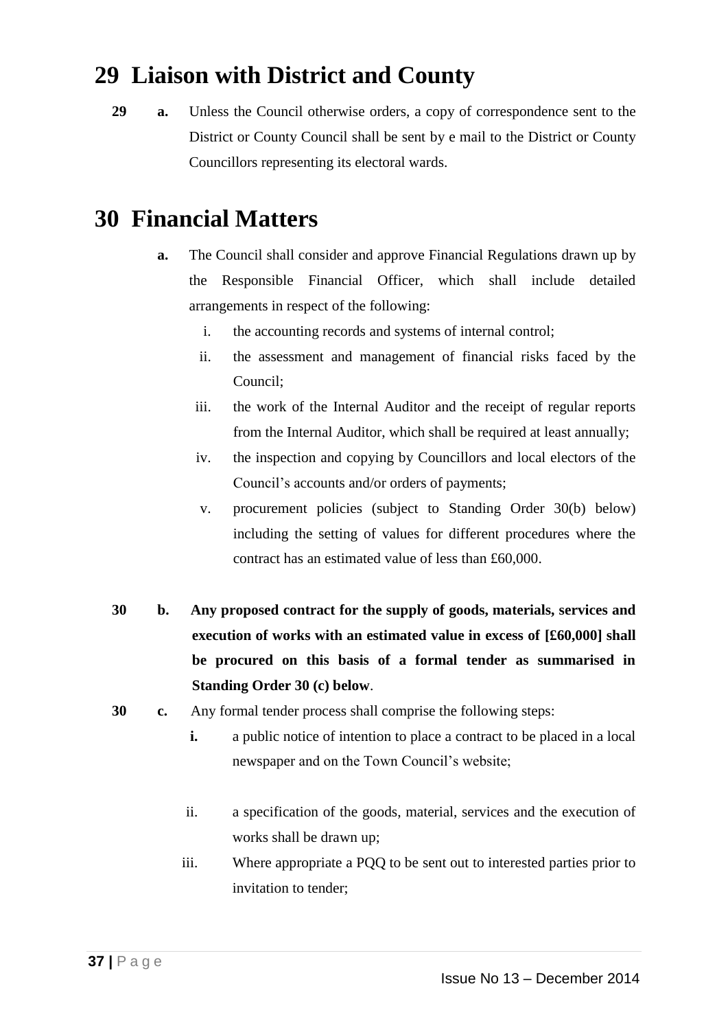# 29 Liaison with District and County

**29 a.** Unless the Council otherwise orders, a copy of correspondence sent to the District or County Council shall be sent by e mail to the District or County Councillors representing its electoral wards.

# 30 Financial Matters

**a.** The Council shall consider and approve Financial Regulations drawn up by the Responsible Financial Officer, which shall include detailed arrangements in respect of the following:

  i. the accounting records and systems of internal control;

  ii. the assessment and management of financial risks faced by the Council;

  iii. the work of the Internal Auditor and the receipt of regular reports from the Internal Auditor, which shall be required at least annually;

  iv. the inspection and copying by Councillors and local electors of the Council's accounts and/or orders of payments;

  v. procurement policies (subject to Standing Order 30(b) below) including the setting of values for different procedures where the contract has an estimated value of less than £60,000.

**30 b. Any proposed contract for the supply of goods, materials, services and execution of works with an estimated value in excess of [£60,000] shall be procured on this basis of a formal tender as summarised in Standing Order 30 (c) below**.

**30 c.** Any formal tender process shall comprise the following steps:

  **i.** a public notice of intention to place a contract to be placed in a local newspaper and on the Town Council's website;

  ii. a specification of the goods, material, services and the execution of works shall be drawn up;

  iii. Where appropriate a PQQ to be sent out to interested parties prior to invitation to tender;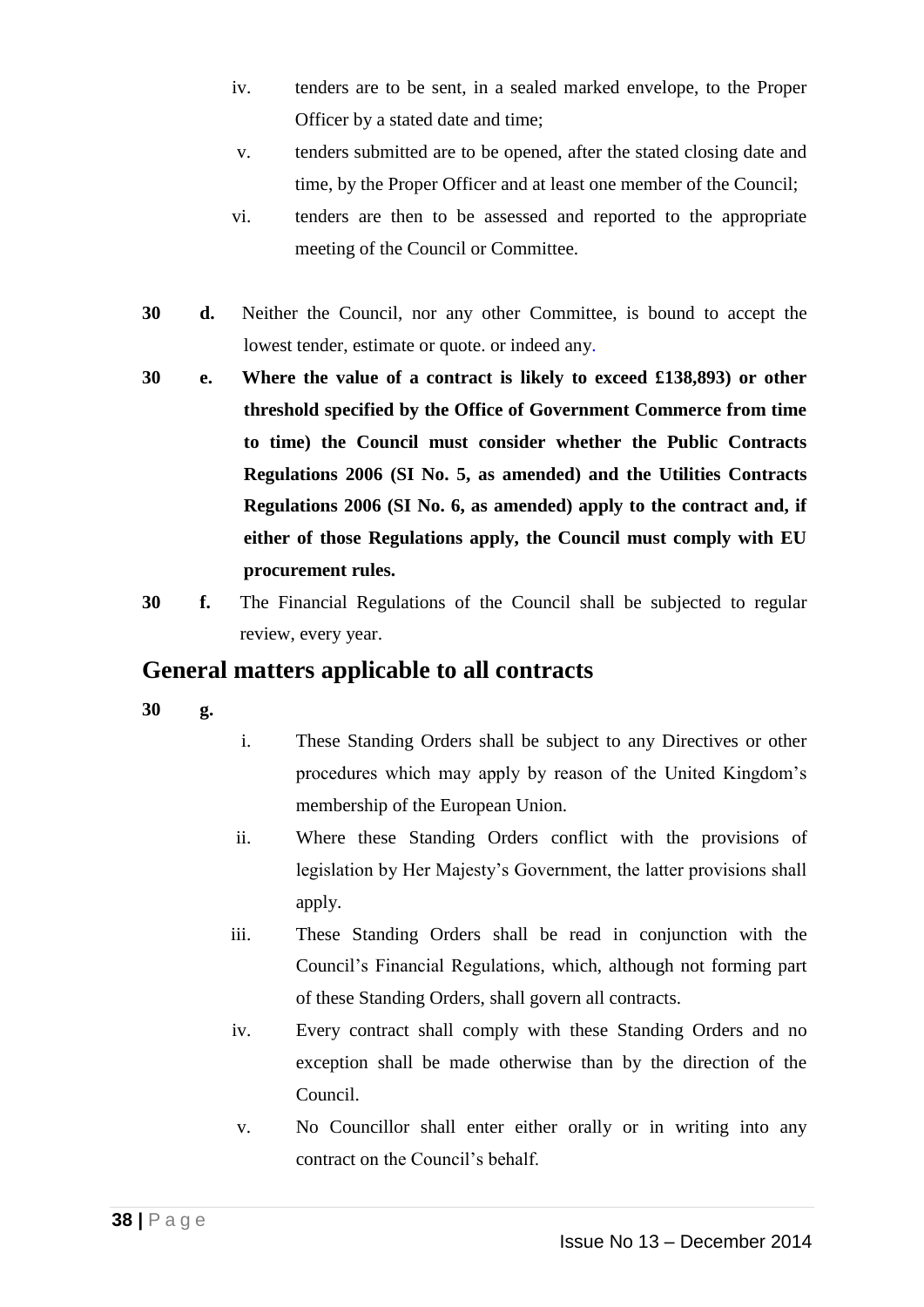iv. tenders are to be sent, in a sealed marked envelope, to the Proper Officer by a stated date and time;

v. tenders submitted are to be opened, after the stated closing date and time, by the Proper Officer and at least one member of the Council;

vi. tenders are then to be assessed and reported to the appropriate meeting of the Council or Committee.

**30 d.** Neither the Council, nor any other Committee, is bound to accept the lowest tender, estimate or quote. or indeed any.

**30 e. Where the value of a contract is likely to exceed £138,893) or other threshold specified by the Office of Government Commerce from time to time) the Council must consider whether the Public Contracts Regulations 2006 (SI No. 5, as amended) and the Utilities Contracts Regulations 2006 (SI No. 6, as amended) apply to the contract and, if either of those Regulations apply, the Council must comply with EU procurement rules.**

**30 f.** The Financial Regulations of the Council shall be subjected to regular review, every year.

## General matters applicable to all contracts

**30 g.**

i. These Standing Orders shall be subject to any Directives or other procedures which may apply by reason of the United Kingdom's membership of the European Union.

ii. Where these Standing Orders conflict with the provisions of legislation by Her Majesty's Government, the latter provisions shall apply.

iii. These Standing Orders shall be read in conjunction with the Council's Financial Regulations, which, although not forming part of these Standing Orders, shall govern all contracts.

iv. Every contract shall comply with these Standing Orders and no exception shall be made otherwise than by the direction of the Council.

v. No Councillor shall enter either orally or in writing into any contract on the Council's behalf.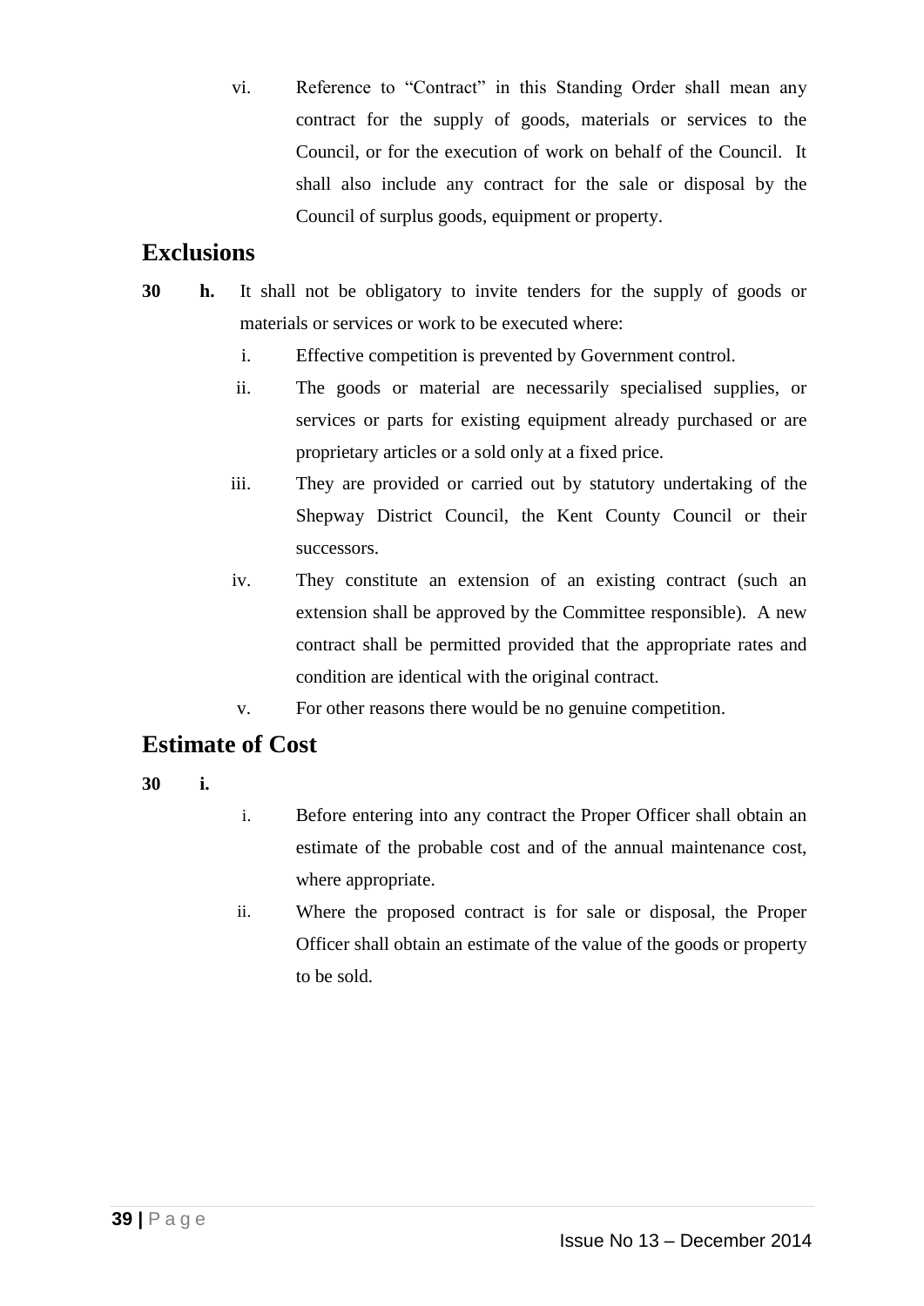vi. Reference to "Contract" in this Standing Order shall mean any contract for the supply of goods, materials or services to the Council, or for the execution of work on behalf of the Council. It shall also include any contract for the sale or disposal by the Council of surplus goods, equipment or property.

## Exclusions

**30 h.** It shall not be obligatory to invite tenders for the supply of goods or materials or services or work to be executed where:

i. Effective competition is prevented by Government control.

ii. The goods or material are necessarily specialised supplies, or services or parts for existing equipment already purchased or are proprietary articles or a sold only at a fixed price.

iii. They are provided or carried out by statutory undertaking of the Shepway District Council, the Kent County Council or their successors.

iv. They constitute an extension of an existing contract (such an extension shall be approved by the Committee responsible). A new contract shall be permitted provided that the appropriate rates and condition are identical with the original contract.

v. For other reasons there would be no genuine competition.

## Estimate of Cost

**30 i.**

i. Before entering into any contract the Proper Officer shall obtain an estimate of the probable cost and of the annual maintenance cost, where appropriate.

ii. Where the proposed contract is for sale or disposal, the Proper Officer shall obtain an estimate of the value of the goods or property to be sold.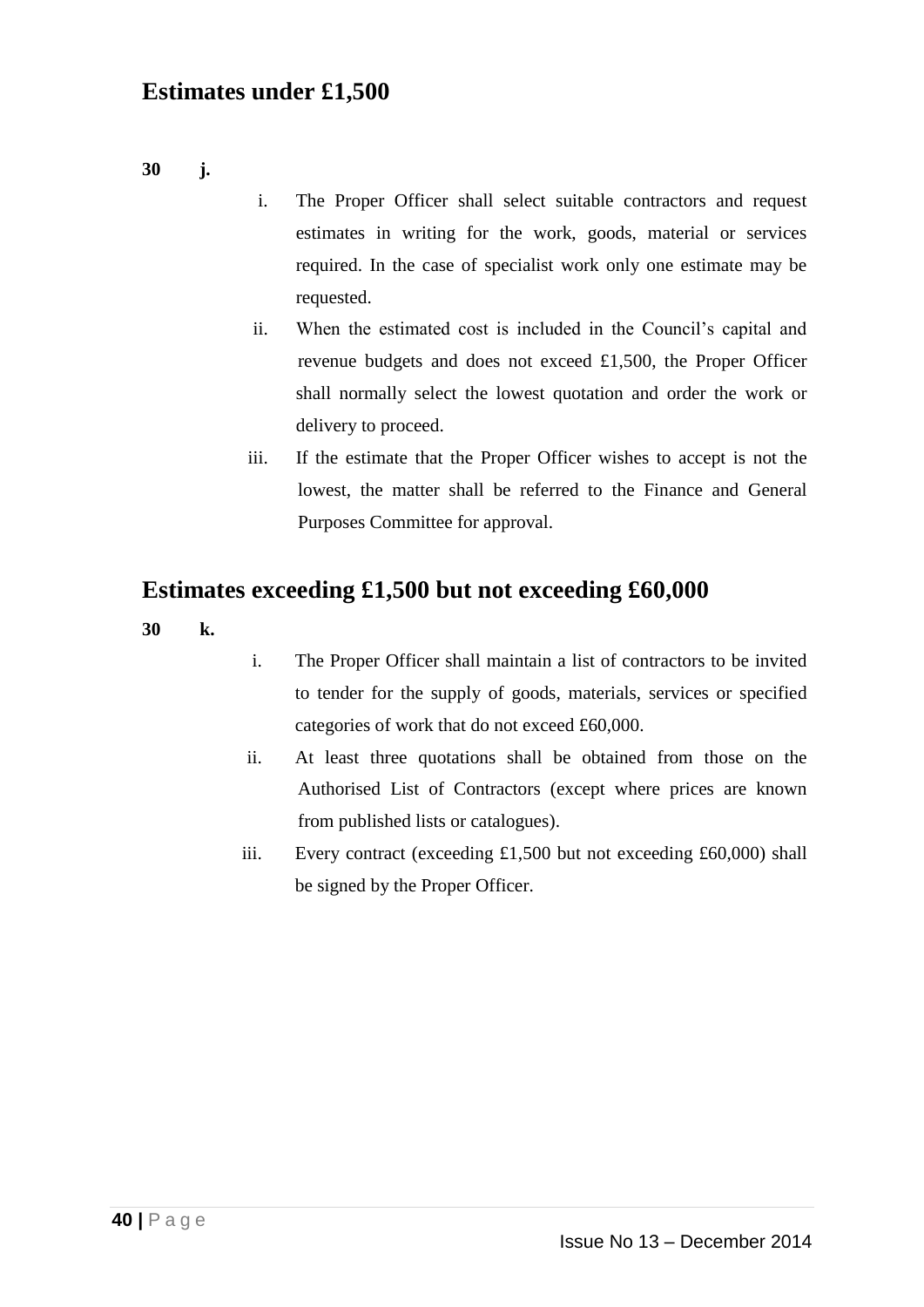## Estimates under £1,500

**30 j.**

i. The Proper Officer shall select suitable contractors and request estimates in writing for the work, goods, material or services required. In the case of specialist work only one estimate may be requested.

ii. When the estimated cost is included in the Council's capital and revenue budgets and does not exceed £1,500, the Proper Officer shall normally select the lowest quotation and order the work or delivery to proceed.

iii. If the estimate that the Proper Officer wishes to accept is not the lowest, the matter shall be referred to the Finance and General Purposes Committee for approval.

## Estimates exceeding £1,500 but not exceeding £60,000

**30 k.**

i. The Proper Officer shall maintain a list of contractors to be invited to tender for the supply of goods, materials, services or specified categories of work that do not exceed £60,000.

ii. At least three quotations shall be obtained from those on the Authorised List of Contractors (except where prices are known from published lists or catalogues).

iii. Every contract (exceeding £1,500 but not exceeding £60,000) shall be signed by the Proper Officer.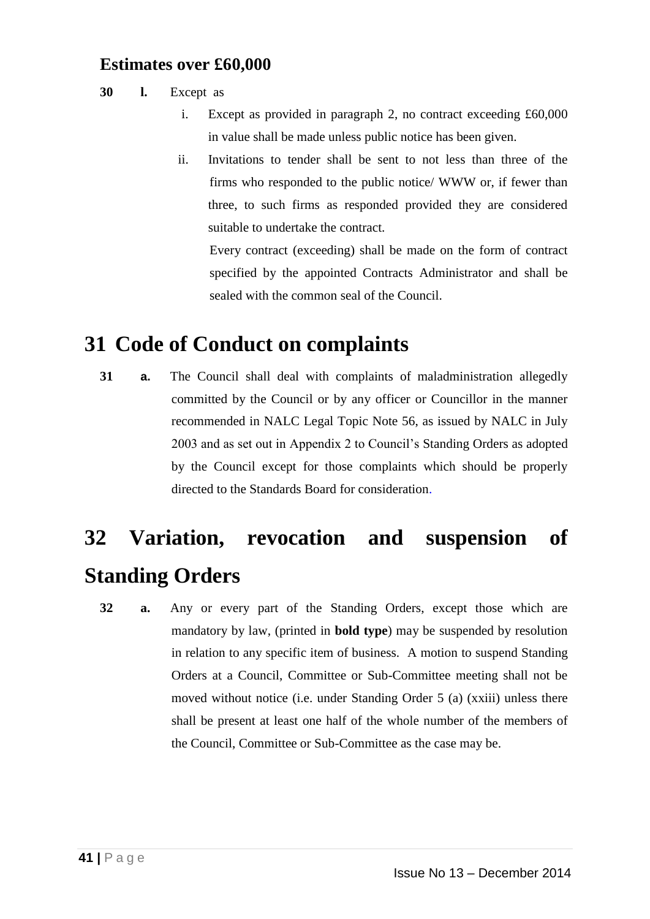### Estimates over £60,000

**30 l.** Except as

i. Except as provided in paragraph 2, no contract exceeding £60,000 in value shall be made unless public notice has been given.

ii. Invitations to tender shall be sent to not less than three of the firms who responded to the public notice/ WWW or, if fewer than three, to such firms as responded provided they are considered suitable to undertake the contract.

Every contract (exceeding) shall be made on the form of contract specified by the appointed Contracts Administrator and shall be sealed with the common seal of the Council.

# 31 Code of Conduct on complaints

**31 a.** The Council shall deal with complaints of maladministration allegedly committed by the Council or by any officer or Councillor in the manner recommended in NALC Legal Topic Note 56, as issued by NALC in July 2003 and as set out in Appendix 2 to Council's Standing Orders as adopted by the Council except for those complaints which should be properly directed to the Standards Board for consideration.

# 32 Variation, revocation and suspension of Standing Orders

**32 a.** Any or every part of the Standing Orders, except those which are mandatory by law, (printed in **bold type**) may be suspended by resolution in relation to any specific item of business. A motion to suspend Standing Orders at a Council, Committee or Sub-Committee meeting shall not be moved without notice (i.e. under Standing Order 5 (a) (xxiii) unless there shall be present at least one half of the whole number of the members of the Council, Committee or Sub-Committee as the case may be.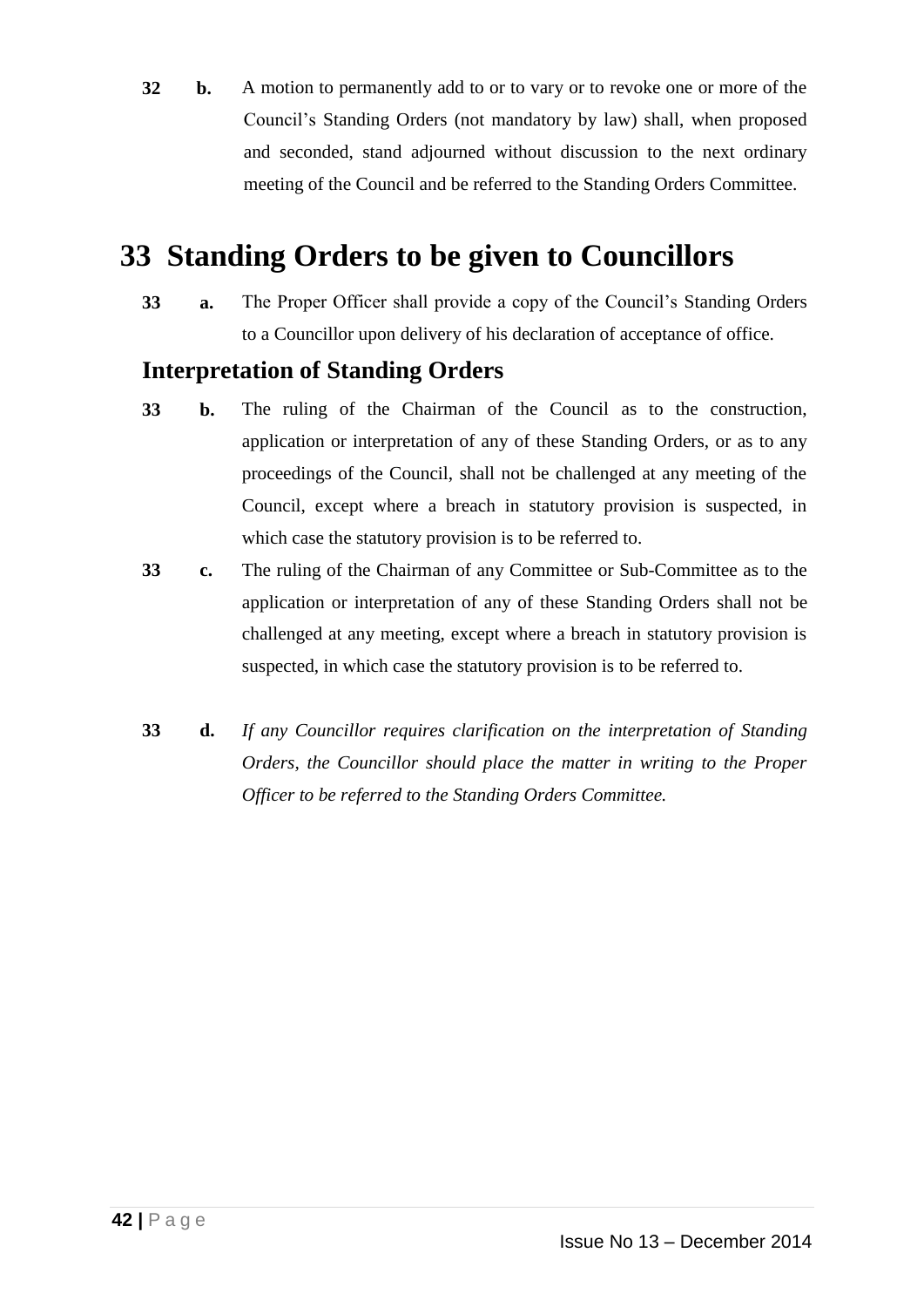**32 b.** A motion to permanently add to or to vary or to revoke one or more of the Council's Standing Orders (not mandatory by law) shall, when proposed and seconded, stand adjourned without discussion to the next ordinary meeting of the Council and be referred to the Standing Orders Committee.

# 33 Standing Orders to be given to Councillors

**33 a.** The Proper Officer shall provide a copy of the Council's Standing Orders to a Councillor upon delivery of his declaration of acceptance of office.

## Interpretation of Standing Orders

**33 b.** The ruling of the Chairman of the Council as to the construction, application or interpretation of any of these Standing Orders, or as to any proceedings of the Council, shall not be challenged at any meeting of the Council, except where a breach in statutory provision is suspected, in which case the statutory provision is to be referred to.

**33 c.** The ruling of the Chairman of any Committee or Sub-Committee as to the application or interpretation of any of these Standing Orders shall not be challenged at any meeting, except where a breach in statutory provision is suspected, in which case the statutory provision is to be referred to.

**33 d.** *If any Councillor requires clarification on the interpretation of Standing Orders, the Councillor should place the matter in writing to the Proper Officer to be referred to the Standing Orders Committee.*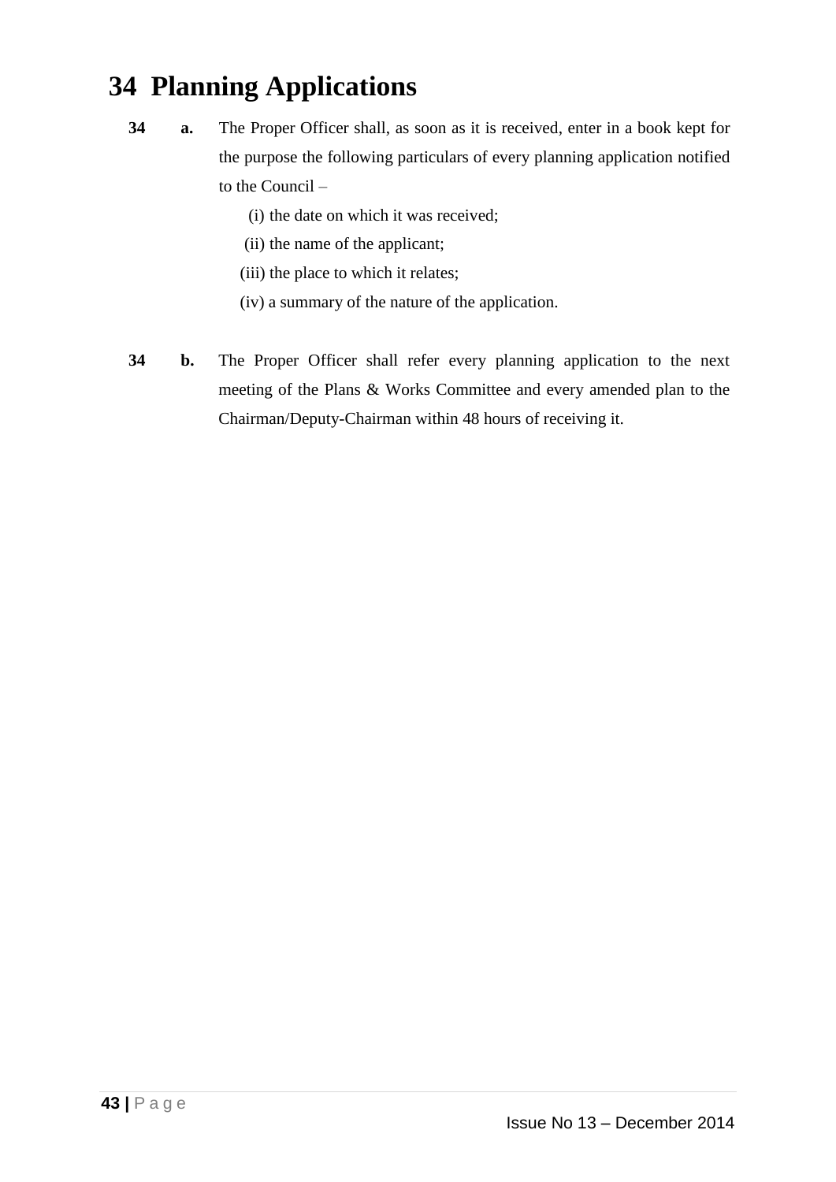# 34 Planning Applications

**34 a.** The Proper Officer shall, as soon as it is received, enter in a book kept for the purpose the following particulars of every planning application notified to the Council –

(i) the date on which it was received;

(ii) the name of the applicant;

(iii) the place to which it relates;

(iv) a summary of the nature of the application.

**34 b.** The Proper Officer shall refer every planning application to the next meeting of the Plans & Works Committee and every amended plan to the Chairman/Deputy-Chairman within 48 hours of receiving it.